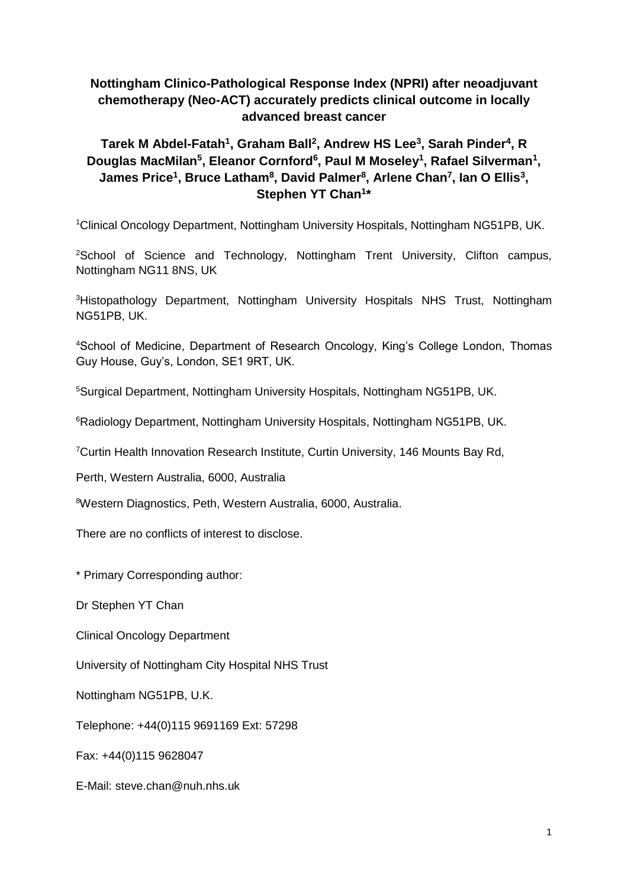# Nottingham Clinico-Pathological Response Index (NPRI) after neoadjuvant chemotherapy (Neo-ACT) accurately predicts clinical outcome in locally advanced breast cancer

**Tarek M Abdel-Fatah[1], Graham Ball[2], Andrew HS Lee[3], Sarah Pinder[4], R Douglas MacMilan[5], Eleanor Cornford[6], Paul M Moseley[1], Rafael Silverman[1], James Price[1], Bruce Latham[8], David Palmer[8], Arlene Chan[7], Ian O Ellis[3], Stephen YT Chan[1]\***

[1]Clinical Oncology Department, Nottingham University Hospitals, Nottingham NG51PB, UK.

[2]School of Science and Technology, Nottingham Trent University, Clifton campus, Nottingham NG11 8NS, UK

[3]Histopathology Department, Nottingham University Hospitals NHS Trust, Nottingham NG51PB, UK.

[4]School of Medicine, Department of Research Oncology, King's College London, Thomas Guy House, Guy's, London, SE1 9RT, UK.

[5]Surgical Department, Nottingham University Hospitals, Nottingham NG51PB, UK.

[6]Radiology Department, Nottingham University Hospitals, Nottingham NG51PB, UK.

[7]Curtin Health Innovation Research Institute, Curtin University, 146 Mounts Bay Rd, Perth, Western Australia, 6000, Australia

[8]Western Diagnostics, Peth, Western Australia, 6000, Australia.

There are no conflicts of interest to disclose.

\* Primary Corresponding author:

Dr Stephen YT Chan

Clinical Oncology Department

University of Nottingham City Hospital NHS Trust

Nottingham NG51PB, U.K.

Telephone: +44(0)115 9691169 Ext: 57298

Fax: +44(0)115 9628047

E-Mail: steve.chan@nuh.nhs.uk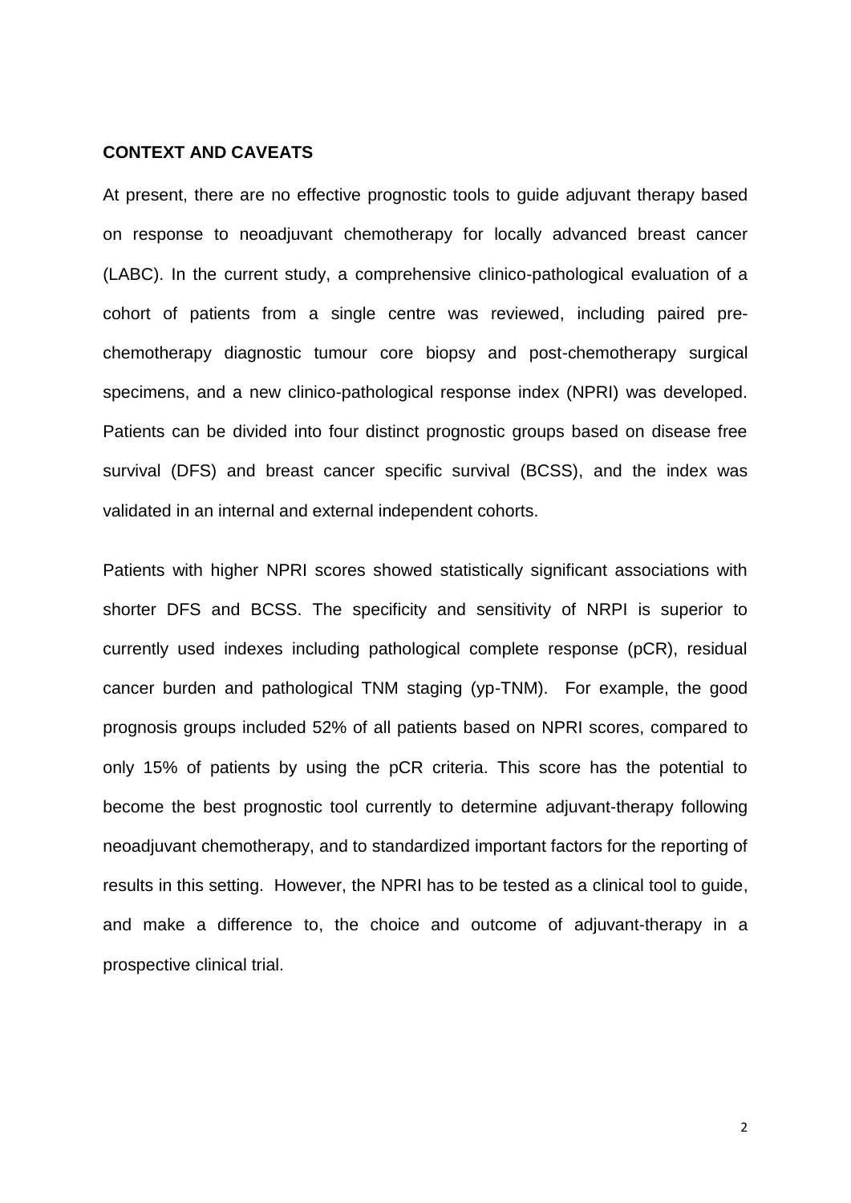**CONTEXT AND CAVEATS**

At present, there are no effective prognostic tools to guide adjuvant therapy based on response to neoadjuvant chemotherapy for locally advanced breast cancer (LABC). In the current study, a comprehensive clinico-pathological evaluation of a cohort of patients from a single centre was reviewed, including paired pre-chemotherapy diagnostic tumour core biopsy and post-chemotherapy surgical specimens, and a new clinico-pathological response index (NPRI) was developed. Patients can be divided into four distinct prognostic groups based on disease free survival (DFS) and breast cancer specific survival (BCSS), and the index was validated in an internal and external independent cohorts.

Patients with higher NPRI scores showed statistically significant associations with shorter DFS and BCSS. The specificity and sensitivity of NRPI is superior to currently used indexes including pathological complete response (pCR), residual cancer burden and pathological TNM staging (yp-TNM). For example, the good prognosis groups included 52% of all patients based on NPRI scores, compared to only 15% of patients by using the pCR criteria. This score has the potential to become the best prognostic tool currently to determine adjuvant-therapy following neoadjuvant chemotherapy, and to standardized important factors for the reporting of results in this setting. However, the NPRI has to be tested as a clinical tool to guide, and make a difference to, the choice and outcome of adjuvant-therapy in a prospective clinical trial.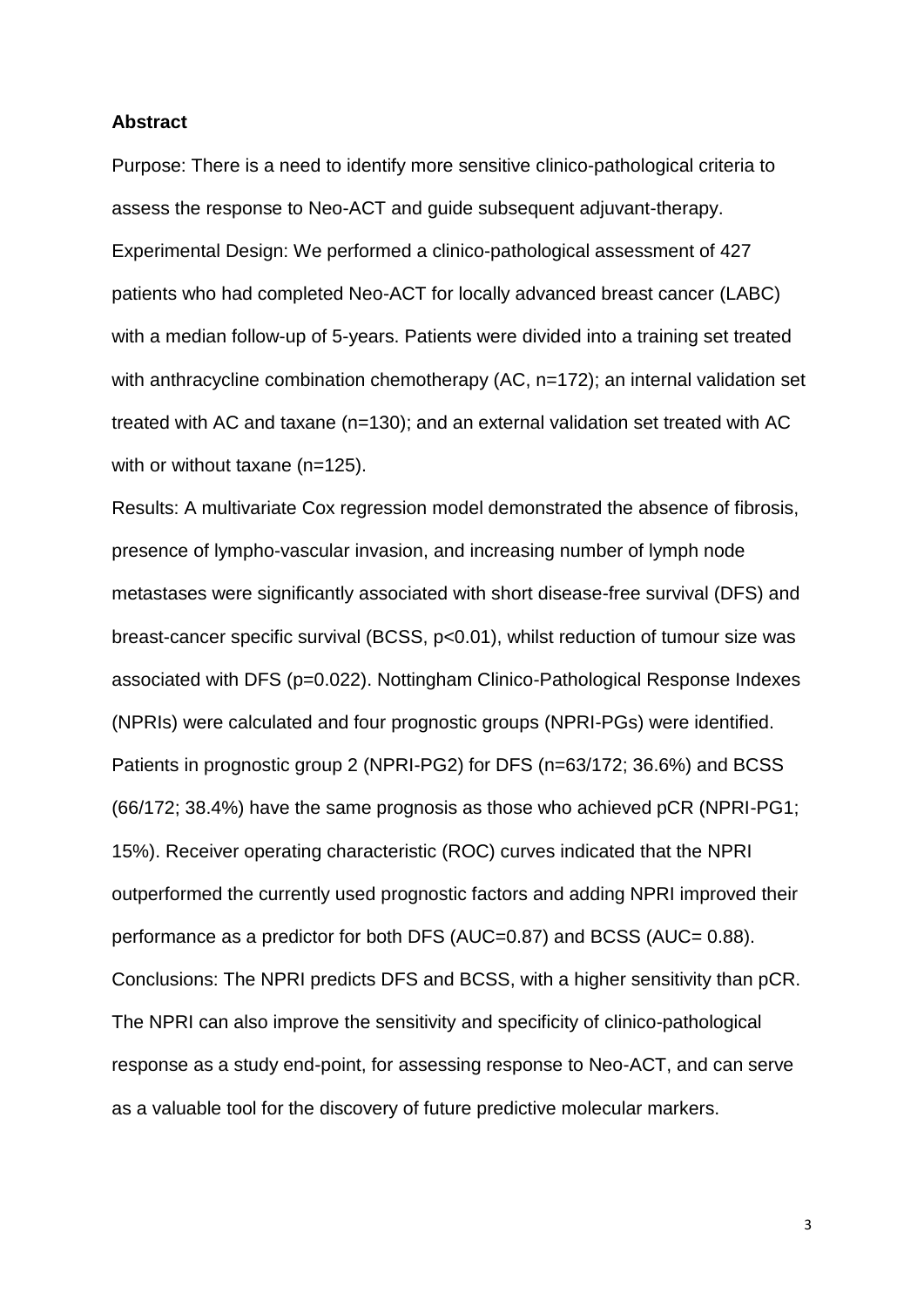**Abstract**

Purpose: There is a need to identify more sensitive clinico-pathological criteria to assess the response to Neo-ACT and guide subsequent adjuvant-therapy.

Experimental Design: We performed a clinico-pathological assessment of 427 patients who had completed Neo-ACT for locally advanced breast cancer (LABC) with a median follow-up of 5-years. Patients were divided into a training set treated with anthracycline combination chemotherapy (AC, n=172); an internal validation set treated with AC and taxane (n=130); and an external validation set treated with AC with or without taxane (n=125).

Results: A multivariate Cox regression model demonstrated the absence of fibrosis, presence of lympho-vascular invasion, and increasing number of lymph node metastases were significantly associated with short disease-free survival (DFS) and breast-cancer specific survival (BCSS, $p<0.01$), whilst reduction of tumour size was associated with DFS ($p=0.022$). Nottingham Clinico-Pathological Response Indexes (NPRIs) were calculated and four prognostic groups (NPRI-PGs) were identified. Patients in prognostic group 2 (NPRI-PG2) for DFS (n=63/172; 36.6%) and BCSS (66/172; 38.4%) have the same prognosis as those who achieved pCR (NPRI-PG1; 15%). Receiver operating characteristic (ROC) curves indicated that the NPRI outperformed the currently used prognostic factors and adding NPRI improved their performance as a predictor for both DFS (AUC=0.87) and BCSS (AUC= 0.88).

Conclusions: The NPRI predicts DFS and BCSS, with a higher sensitivity than pCR. The NPRI can also improve the sensitivity and specificity of clinico-pathological response as a study end-point, for assessing response to Neo-ACT, and can serve as a valuable tool for the discovery of future predictive molecular markers.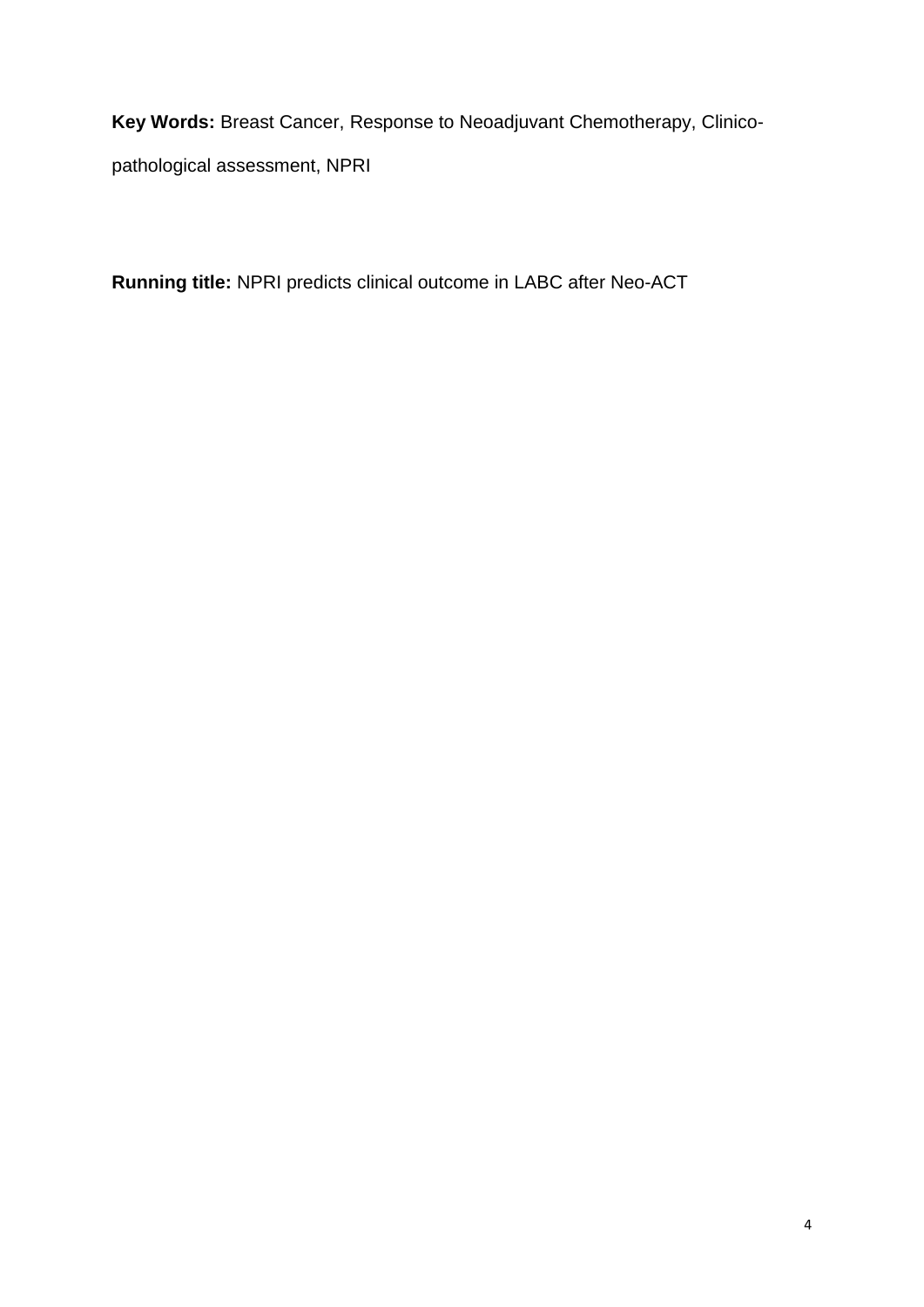**Key Words:** Breast Cancer, Response to Neoadjuvant Chemotherapy, Clinico-pathological assessment, NPRI

**Running title:** NPRI predicts clinical outcome in LABC after Neo-ACT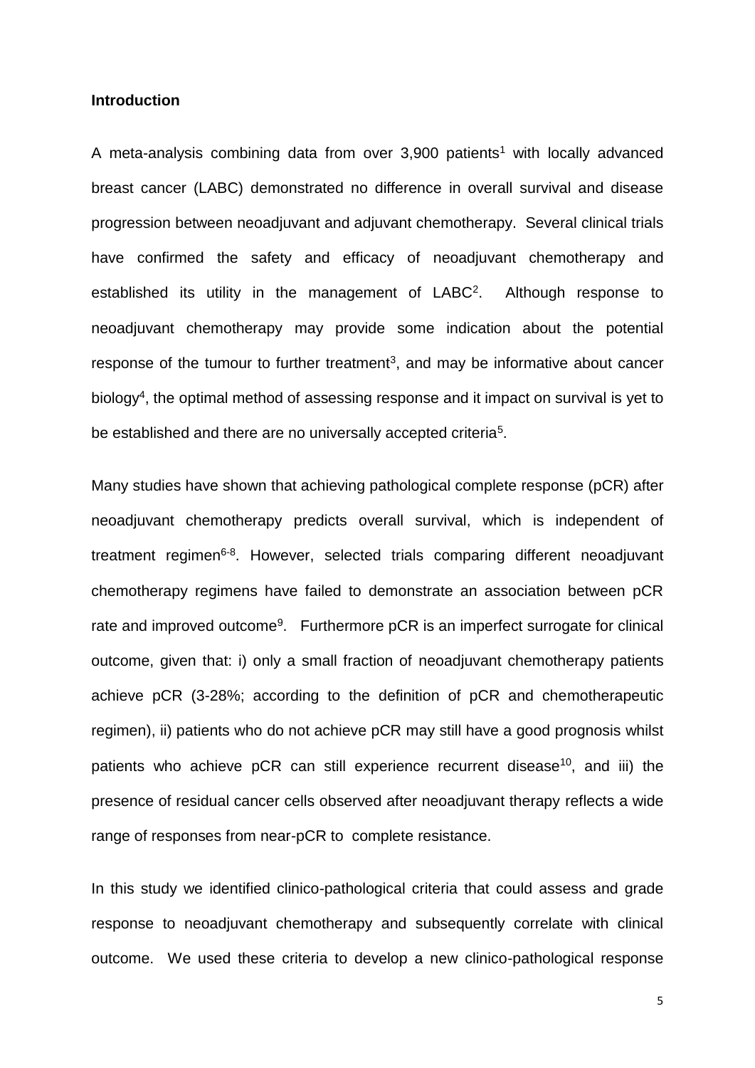## Introduction

A meta-analysis combining data from over 3,900 patients[1] with locally advanced breast cancer (LABC) demonstrated no difference in overall survival and disease progression between neoadjuvant and adjuvant chemotherapy. Several clinical trials have confirmed the safety and efficacy of neoadjuvant chemotherapy and established its utility in the management of LABC[2]. Although response to neoadjuvant chemotherapy may provide some indication about the potential response of the tumour to further treatment[3], and may be informative about cancer biology[4], the optimal method of assessing response and it impact on survival is yet to be established and there are no universally accepted criteria[5].

Many studies have shown that achieving pathological complete response (pCR) after neoadjuvant chemotherapy predicts overall survival, which is independent of treatment regimen[6-8]. However, selected trials comparing different neoadjuvant chemotherapy regimens have failed to demonstrate an association between pCR rate and improved outcome[9]. Furthermore pCR is an imperfect surrogate for clinical outcome, given that: i) only a small fraction of neoadjuvant chemotherapy patients achieve pCR (3-28%; according to the definition of pCR and chemotherapeutic regimen), ii) patients who do not achieve pCR may still have a good prognosis whilst patients who achieve pCR can still experience recurrent disease[10], and iii) the presence of residual cancer cells observed after neoadjuvant therapy reflects a wide range of responses from near-pCR to complete resistance.

In this study we identified clinico-pathological criteria that could assess and grade response to neoadjuvant chemotherapy and subsequently correlate with clinical outcome. We used these criteria to develop a new clinico-pathological response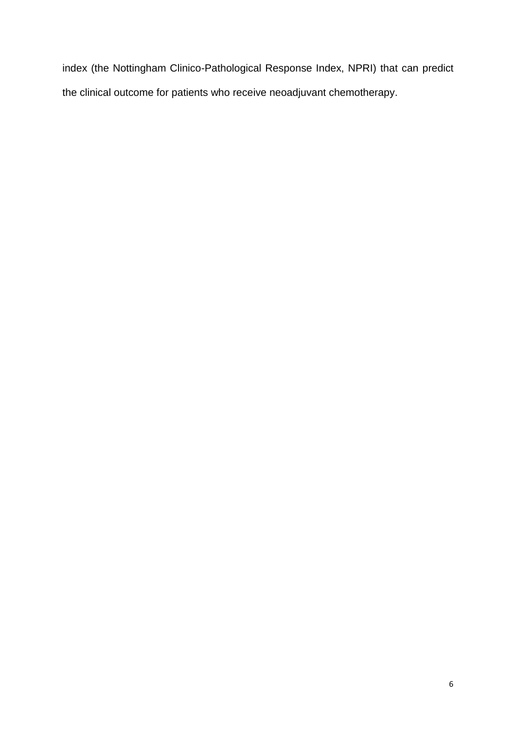index (the Nottingham Clinico-Pathological Response Index, NPRI) that can predict the clinical outcome for patients who receive neoadjuvant chemotherapy.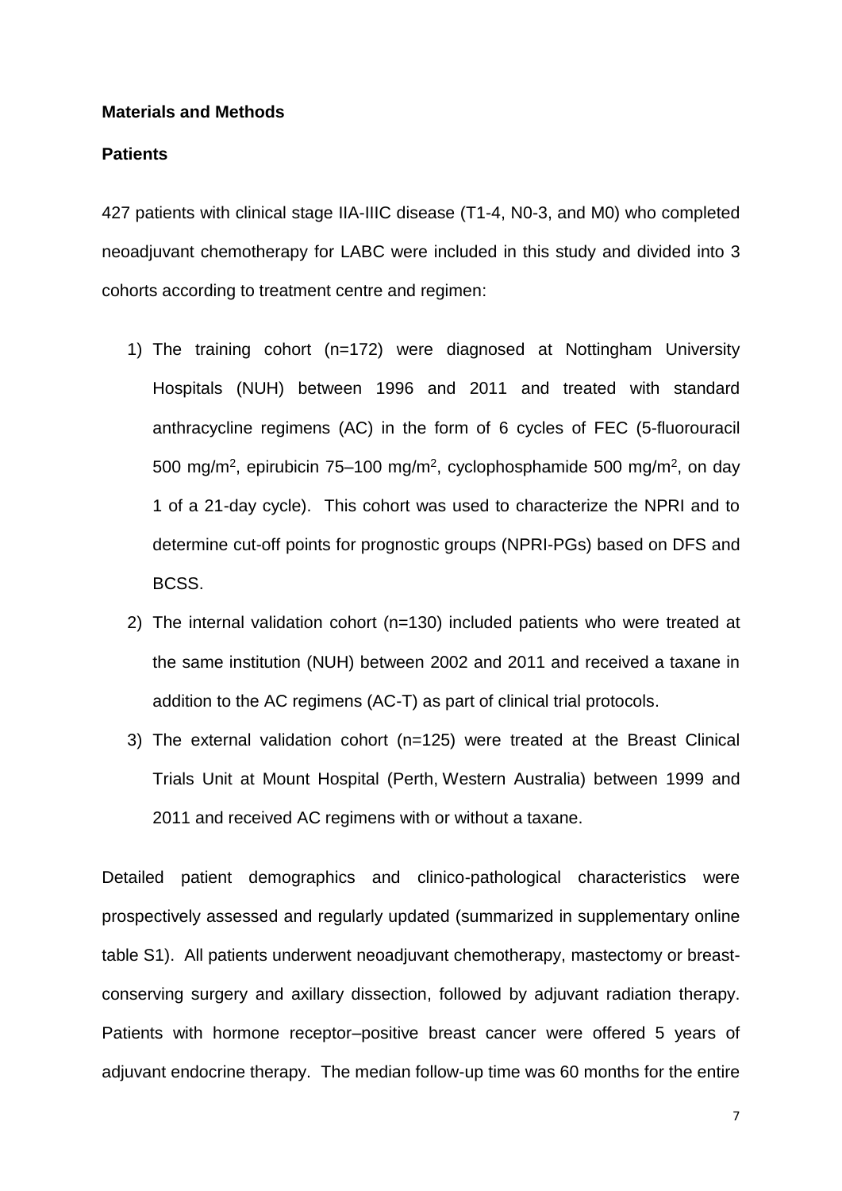## Materials and Methods

### Patients

427 patients with clinical stage IIA-IIIC disease (T1-4, N0-3, and M0) who completed neoadjuvant chemotherapy for LABC were included in this study and divided into 3 cohorts according to treatment centre and regimen:

1) The training cohort (n=172) were diagnosed at Nottingham University Hospitals (NUH) between 1996 and 2011 and treated with standard anthracycline regimens (AC) in the form of 6 cycles of FEC (5-fluorouracil 500 mg/m$^2$, epirubicin 75–100 mg/m$^2$, cyclophosphamide 500 mg/m$^2$, on day 1 of a 21-day cycle). This cohort was used to characterize the NPRI and to determine cut-off points for prognostic groups (NPRI-PGs) based on DFS and BCSS.
2) The internal validation cohort (n=130) included patients who were treated at the same institution (NUH) between 2002 and 2011 and received a taxane in addition to the AC regimens (AC-T) as part of clinical trial protocols.
3) The external validation cohort (n=125) were treated at the Breast Clinical Trials Unit at Mount Hospital (Perth, Western Australia) between 1999 and 2011 and received AC regimens with or without a taxane.

Detailed patient demographics and clinico-pathological characteristics were prospectively assessed and regularly updated (summarized in supplementary online table S1). All patients underwent neoadjuvant chemotherapy, mastectomy or breast-conserving surgery and axillary dissection, followed by adjuvant radiation therapy. Patients with hormone receptor–positive breast cancer were offered 5 years of adjuvant endocrine therapy. The median follow-up time was 60 months for the entire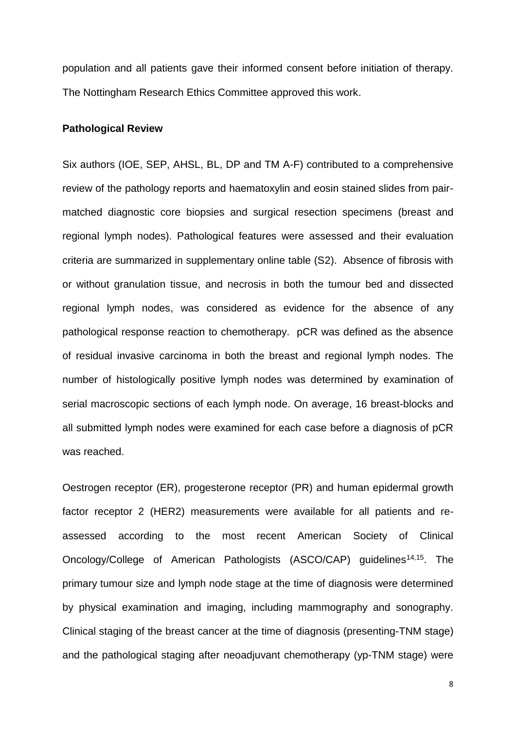population and all patients gave their informed consent before initiation of therapy. The Nottingham Research Ethics Committee approved this work.

**Pathological Review**

Six authors (IOE, SEP, AHSL, BL, DP and TM A-F) contributed to a comprehensive review of the pathology reports and haematoxylin and eosin stained slides from pair-matched diagnostic core biopsies and surgical resection specimens (breast and regional lymph nodes). Pathological features were assessed and their evaluation criteria are summarized in supplementary online table (S2). Absence of fibrosis with or without granulation tissue, and necrosis in both the tumour bed and dissected regional lymph nodes, was considered as evidence for the absence of any pathological response reaction to chemotherapy. pCR was defined as the absence of residual invasive carcinoma in both the breast and regional lymph nodes. The number of histologically positive lymph nodes was determined by examination of serial macroscopic sections of each lymph node. On average, 16 breast-blocks and all submitted lymph nodes were examined for each case before a diagnosis of pCR was reached.

Oestrogen receptor (ER), progesterone receptor (PR) and human epidermal growth factor receptor 2 (HER2) measurements were available for all patients and re-assessed according to the most recent American Society of Clinical Oncology/College of American Pathologists (ASCO/CAP) guidelines[14,15]. The primary tumour size and lymph node stage at the time of diagnosis were determined by physical examination and imaging, including mammography and sonography. Clinical staging of the breast cancer at the time of diagnosis (presenting-TNM stage) and the pathological staging after neoadjuvant chemotherapy (yp-TNM stage) were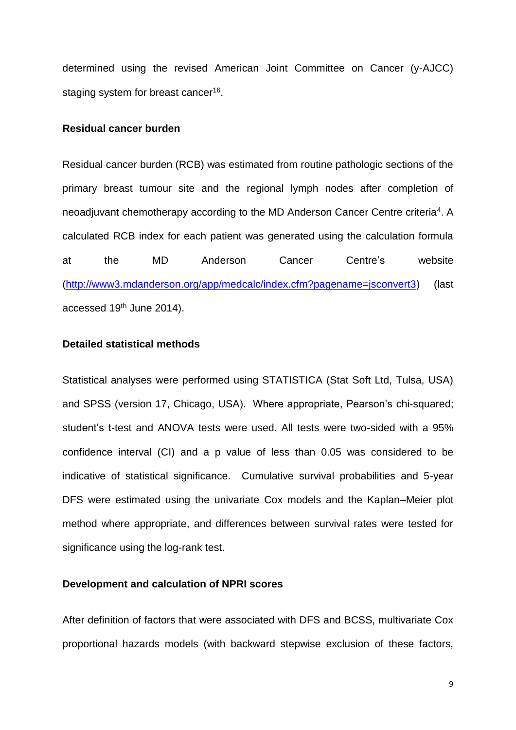determined using the revised American Joint Committee on Cancer (y-AJCC) staging system for breast cancer[16].

## Residual cancer burden

Residual cancer burden (RCB) was estimated from routine pathologic sections of the primary breast tumour site and the regional lymph nodes after completion of neoadjuvant chemotherapy according to the MD Anderson Cancer Centre criteria[4]. A calculated RCB index for each patient was generated using the calculation formula at the MD Anderson Cancer Centre's website (http://www3.mdanderson.org/app/medcalc/index.cfm?pagename=jsconvert3) (last accessed 19th June 2014).

## Detailed statistical methods

Statistical analyses were performed using STATISTICA (Stat Soft Ltd, Tulsa, USA) and SPSS (version 17, Chicago, USA). Where appropriate, Pearson's chi-squared; student's t-test and ANOVA tests were used. All tests were two-sided with a 95% confidence interval (CI) and a p value of less than 0.05 was considered to be indicative of statistical significance. Cumulative survival probabilities and 5-year DFS were estimated using the univariate Cox models and the Kaplan–Meier plot method where appropriate, and differences between survival rates were tested for significance using the log-rank test.

## Development and calculation of NPRI scores

After definition of factors that were associated with DFS and BCSS, multivariate Cox proportional hazards models (with backward stepwise exclusion of these factors,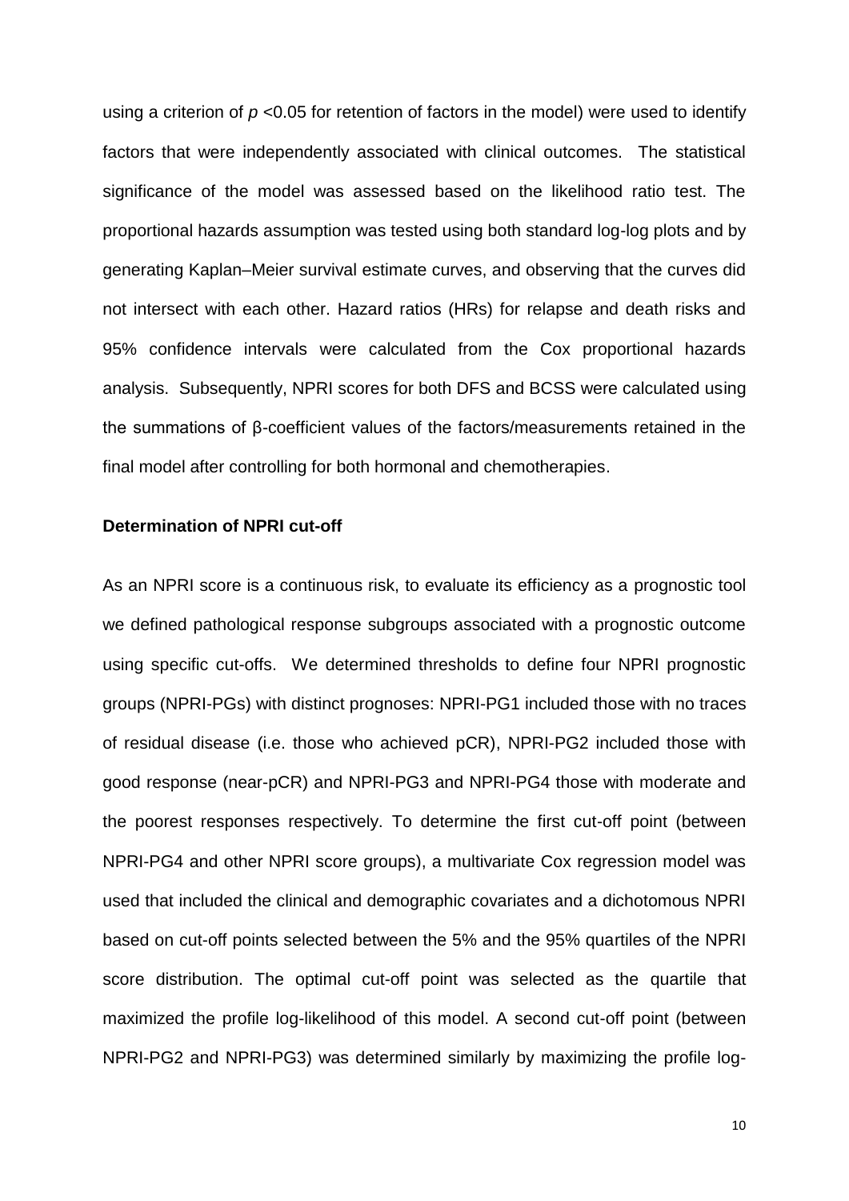using a criterion of $p$ <0.05 for retention of factors in the model) were used to identify factors that were independently associated with clinical outcomes. The statistical significance of the model was assessed based on the likelihood ratio test. The proportional hazards assumption was tested using both standard log-log plots and by generating Kaplan–Meier survival estimate curves, and observing that the curves did not intersect with each other. Hazard ratios (HRs) for relapse and death risks and 95% confidence intervals were calculated from the Cox proportional hazards analysis. Subsequently, NPRI scores for both DFS and BCSS were calculated using the summations of β-coefficient values of the factors/measurements retained in the final model after controlling for both hormonal and chemotherapies.

**Determination of NPRI cut-off**

As an NPRI score is a continuous risk, to evaluate its efficiency as a prognostic tool we defined pathological response subgroups associated with a prognostic outcome using specific cut-offs. We determined thresholds to define four NPRI prognostic groups (NPRI-PGs) with distinct prognoses: NPRI-PG1 included those with no traces of residual disease (i.e. those who achieved pCR), NPRI-PG2 included those with good response (near-pCR) and NPRI-PG3 and NPRI-PG4 those with moderate and the poorest responses respectively. To determine the first cut-off point (between NPRI-PG4 and other NPRI score groups), a multivariate Cox regression model was used that included the clinical and demographic covariates and a dichotomous NPRI based on cut-off points selected between the 5% and the 95% quartiles of the NPRI score distribution. The optimal cut-off point was selected as the quartile that maximized the profile log-likelihood of this model. A second cut-off point (between NPRI-PG2 and NPRI-PG3) was determined similarly by maximizing the profile log-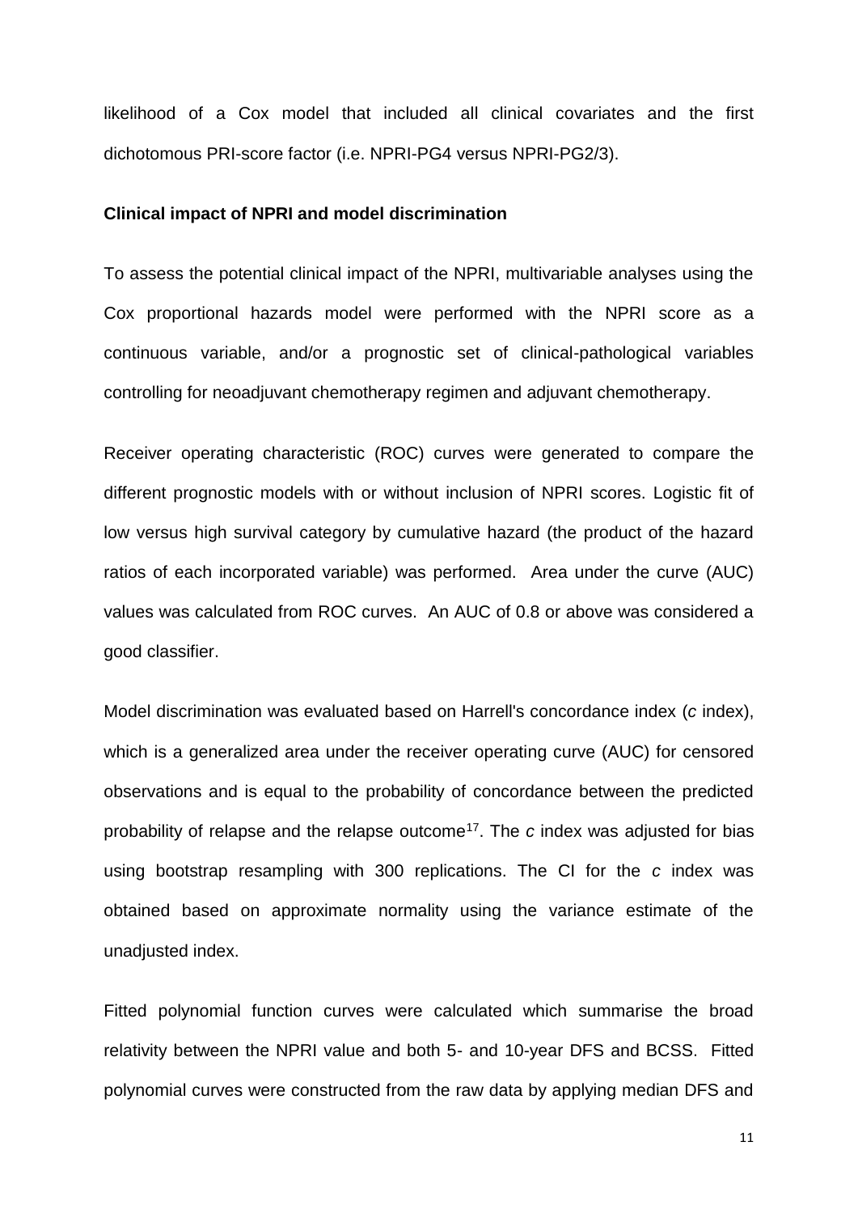likelihood of a Cox model that included all clinical covariates and the first dichotomous PRI-score factor (i.e. NPRI-PG4 versus NPRI-PG2/3).

**Clinical impact of NPRI and model discrimination**

To assess the potential clinical impact of the NPRI, multivariable analyses using the Cox proportional hazards model were performed with the NPRI score as a continuous variable, and/or a prognostic set of clinical-pathological variables controlling for neoadjuvant chemotherapy regimen and adjuvant chemotherapy.

Receiver operating characteristic (ROC) curves were generated to compare the different prognostic models with or without inclusion of NPRI scores. Logistic fit of low versus high survival category by cumulative hazard (the product of the hazard ratios of each incorporated variable) was performed. Area under the curve (AUC) values was calculated from ROC curves. An AUC of 0.8 or above was considered a good classifier.

Model discrimination was evaluated based on Harrell's concordance index (*c* index), which is a generalized area under the receiver operating curve (AUC) for censored observations and is equal to the probability of concordance between the predicted probability of relapse and the relapse outcome[17]. The *c* index was adjusted for bias using bootstrap resampling with 300 replications. The CI for the *c* index was obtained based on approximate normality using the variance estimate of the unadjusted index.

Fitted polynomial function curves were calculated which summarise the broad relativity between the NPRI value and both 5- and 10-year DFS and BCSS. Fitted polynomial curves were constructed from the raw data by applying median DFS and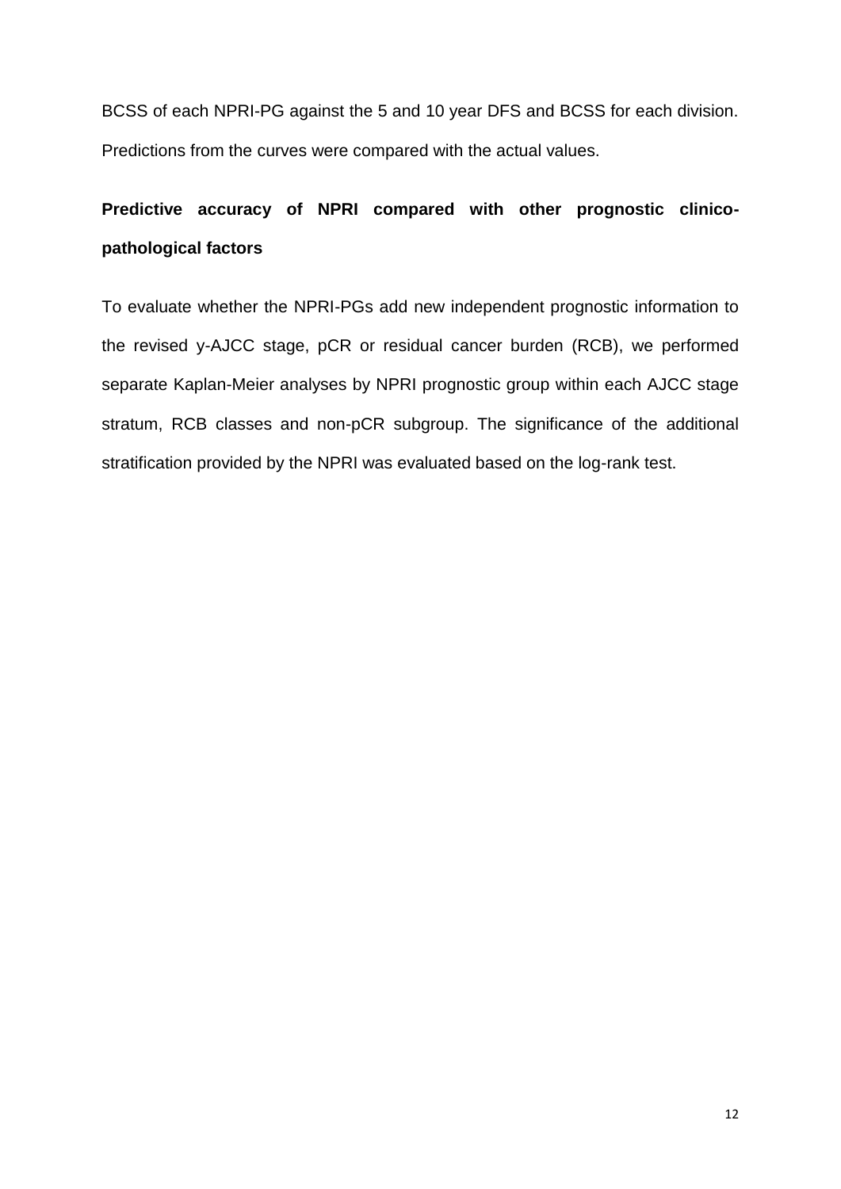BCSS of each NPRI-PG against the 5 and 10 year DFS and BCSS for each division. Predictions from the curves were compared with the actual values.

**Predictive accuracy of NPRI compared with other prognostic clinico-pathological factors**

To evaluate whether the NPRI-PGs add new independent prognostic information to the revised y-AJCC stage, pCR or residual cancer burden (RCB), we performed separate Kaplan-Meier analyses by NPRI prognostic group within each AJCC stage stratum, RCB classes and non-pCR subgroup. The significance of the additional stratification provided by the NPRI was evaluated based on the log-rank test.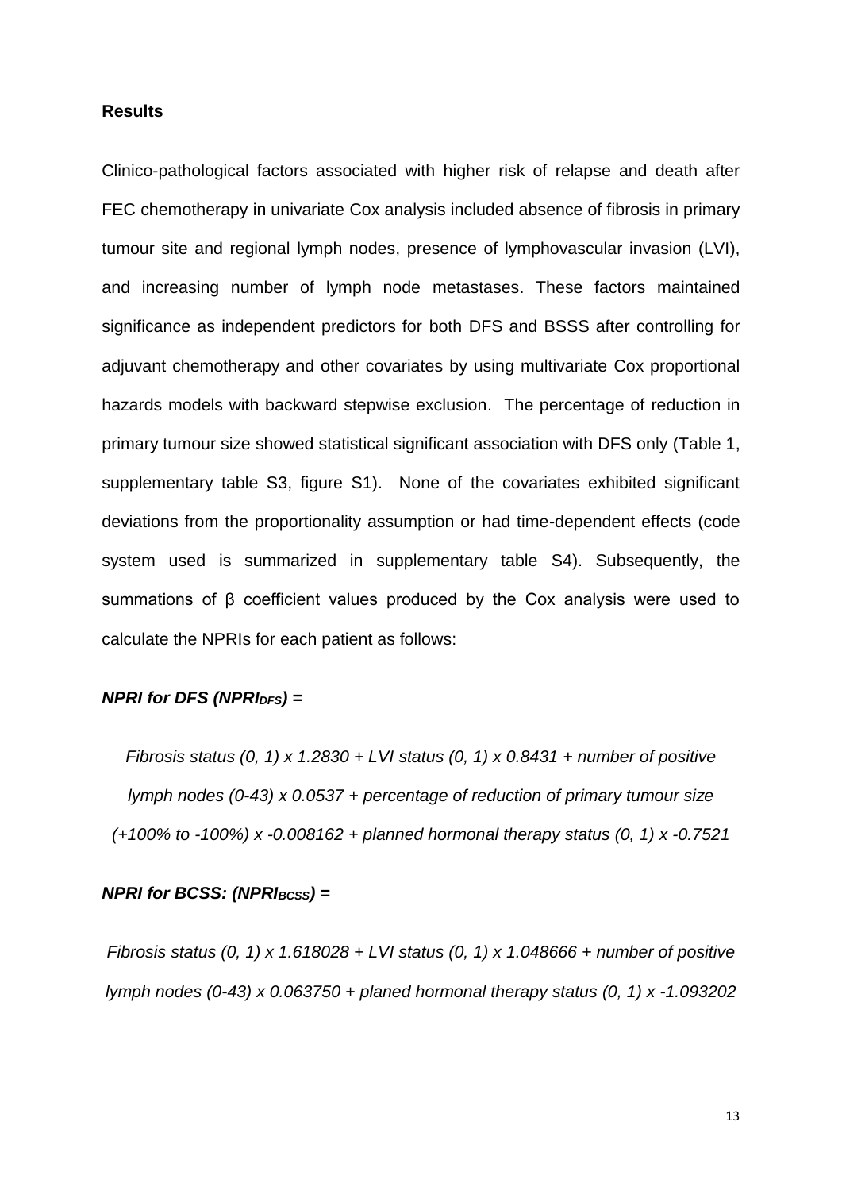**Results**

Clinico-pathological factors associated with higher risk of relapse and death after FEC chemotherapy in univariate Cox analysis included absence of fibrosis in primary tumour site and regional lymph nodes, presence of lymphovascular invasion (LVI), and increasing number of lymph node metastases. These factors maintained significance as independent predictors for both DFS and BSSS after controlling for adjuvant chemotherapy and other covariates by using multivariate Cox proportional hazards models with backward stepwise exclusion. The percentage of reduction in primary tumour size showed statistical significant association with DFS only (Table 1, supplementary table S3, figure S1). None of the covariates exhibited significant deviations from the proportionality assumption or had time-dependent effects (code system used is summarized in supplementary table S4). Subsequently, the summations of β coefficient values produced by the Cox analysis were used to calculate the NPRIs for each patient as follows:

***NPRI for DFS ($NPRI_{DFS}$) =***

*Fibrosis status (0, 1) x 1.2830 + LVI status (0, 1) x 0.8431 + number of positive lymph nodes (0-43) x 0.0537 + percentage of reduction of primary tumour size (+100% to -100%) x -0.008162 + planned hormonal therapy status (0, 1) x -0.7521*

***NPRI for BCSS: ($NPRI_{BCSS}$) =***

*Fibrosis status (0, 1) x 1.618028 + LVI status (0, 1) x 1.048666 + number of positive lymph nodes (0-43) x 0.063750 + planed hormonal therapy status (0, 1) x -1.093202*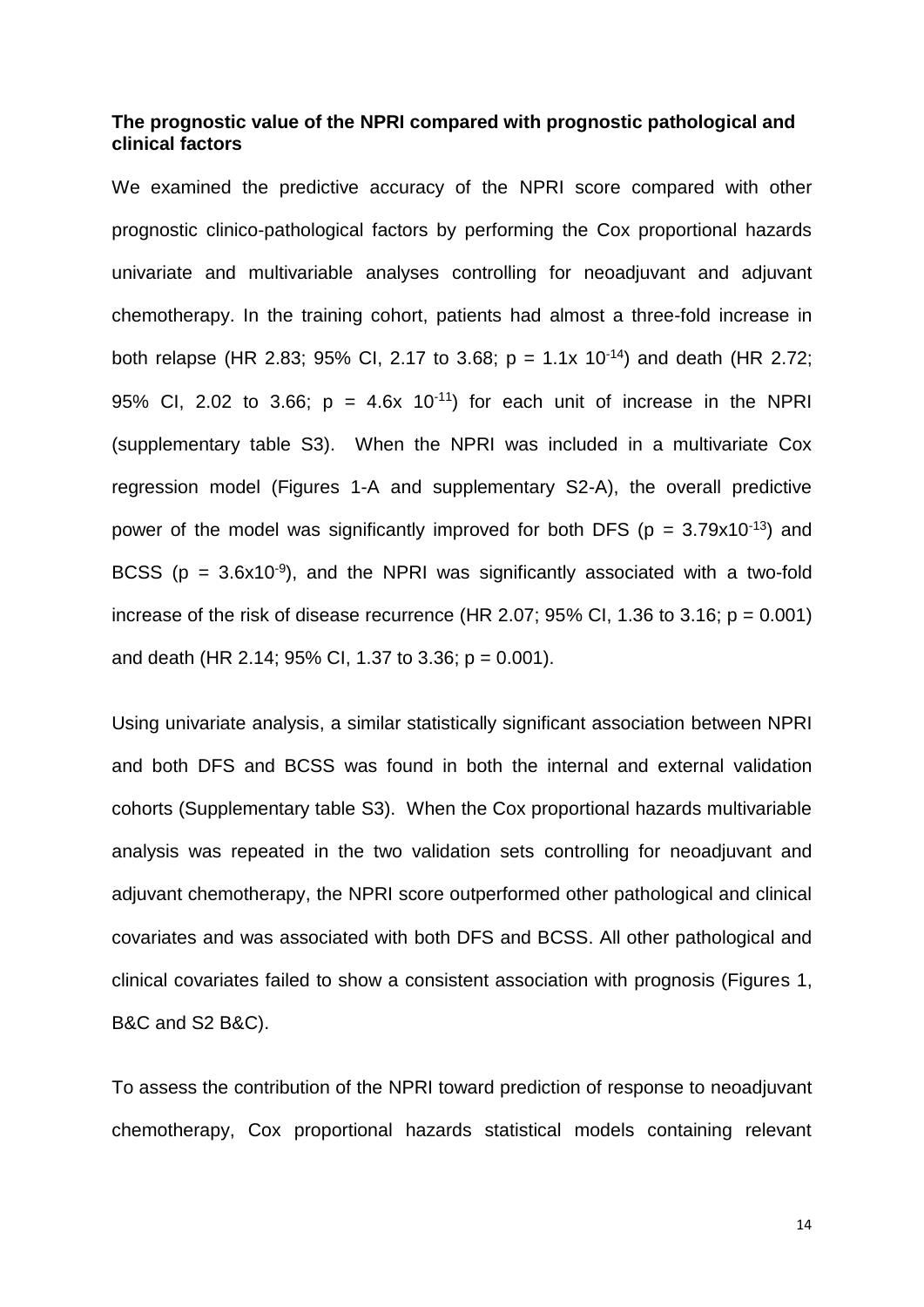**The prognostic value of the NPRI compared with prognostic pathological and clinical factors**

We examined the predictive accuracy of the NPRI score compared with other prognostic clinico-pathological factors by performing the Cox proportional hazards univariate and multivariable analyses controlling for neoadjuvant and adjuvant chemotherapy. In the training cohort, patients had almost a three-fold increase in both relapse (HR 2.83; 95% CI, 2.17 to 3.68; $p = 1.1 \times 10^{-14}$) and death (HR 2.72; 95% CI, 2.02 to 3.66; $p = 4.6 \times 10^{-11}$) for each unit of increase in the NPRI (supplementary table S3). When the NPRI was included in a multivariate Cox regression model (Figures 1-A and supplementary S2-A), the overall predictive power of the model was significantly improved for both DFS ($p = 3.79 \times 10^{-13}$) and BCSS ($p = 3.6 \times 10^{-9}$), and the NPRI was significantly associated with a two-fold increase of the risk of disease recurrence (HR 2.07; 95% CI, 1.36 to 3.16; $p = 0.001$) and death (HR 2.14; 95% CI, 1.37 to 3.36; $p = 0.001$).

Using univariate analysis, a similar statistically significant association between NPRI and both DFS and BCSS was found in both the internal and external validation cohorts (Supplementary table S3). When the Cox proportional hazards multivariable analysis was repeated in the two validation sets controlling for neoadjuvant and adjuvant chemotherapy, the NPRI score outperformed other pathological and clinical covariates and was associated with both DFS and BCSS. All other pathological and clinical covariates failed to show a consistent association with prognosis (Figures 1, B&C and S2 B&C).

To assess the contribution of the NPRI toward prediction of response to neoadjuvant chemotherapy, Cox proportional hazards statistical models containing relevant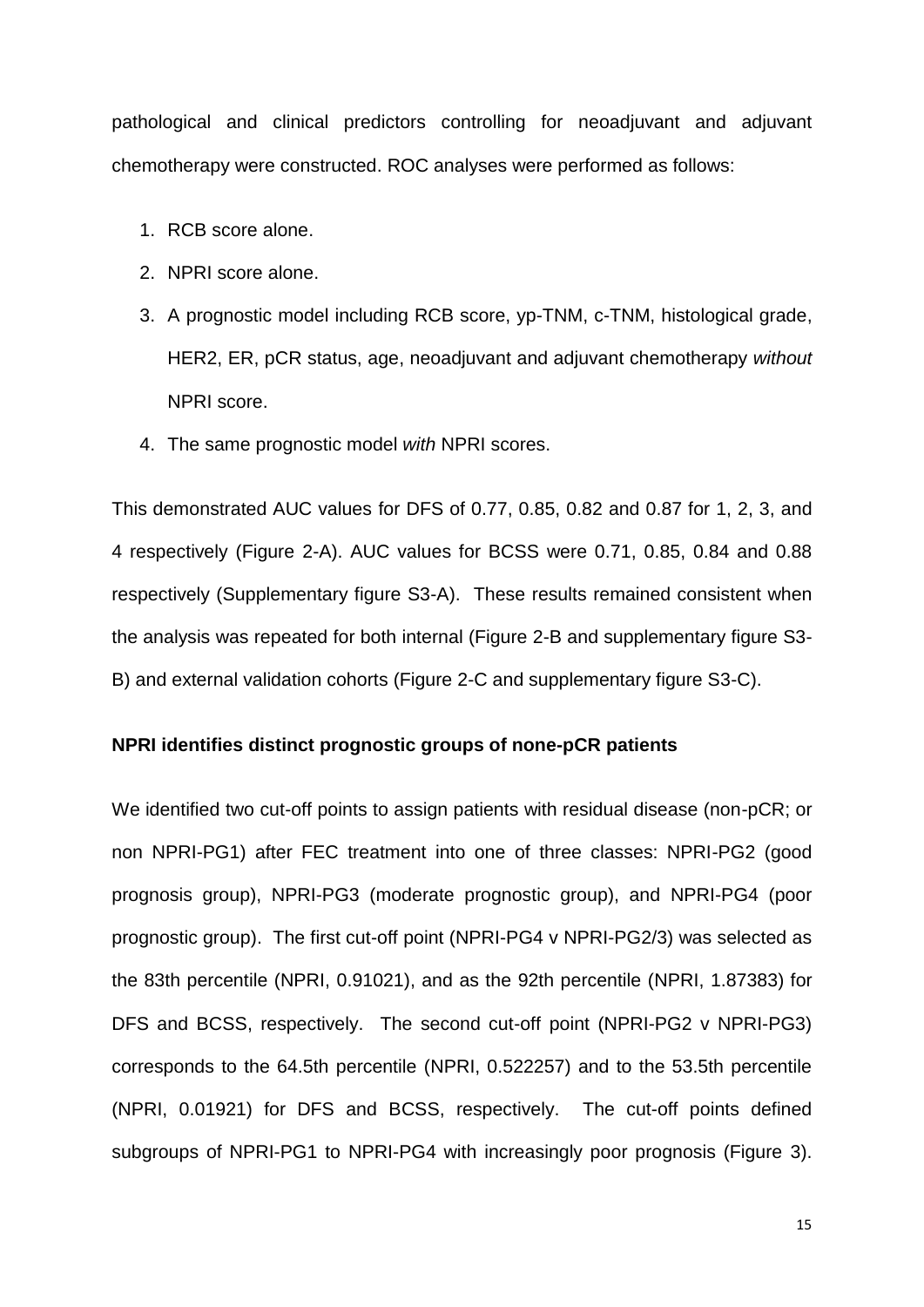pathological and clinical predictors controlling for neoadjuvant and adjuvant chemotherapy were constructed. ROC analyses were performed as follows:

1. RCB score alone.
2. NPRI score alone.
3. A prognostic model including RCB score, yp-TNM, c-TNM, histological grade, HER2, ER, pCR status, age, neoadjuvant and adjuvant chemotherapy *without* NPRI score.
4. The same prognostic model *with* NPRI scores.

This demonstrated AUC values for DFS of 0.77, 0.85, 0.82 and 0.87 for 1, 2, 3, and 4 respectively (Figure 2-A). AUC values for BCSS were 0.71, 0.85, 0.84 and 0.88 respectively (Supplementary figure S3-A). These results remained consistent when the analysis was repeated for both internal (Figure 2-B and supplementary figure S3-B) and external validation cohorts (Figure 2-C and supplementary figure S3-C).

**NPRI identifies distinct prognostic groups of none-pCR patients**

We identified two cut-off points to assign patients with residual disease (non-pCR; or non NPRI-PG1) after FEC treatment into one of three classes: NPRI-PG2 (good prognosis group), NPRI-PG3 (moderate prognostic group), and NPRI-PG4 (poor prognostic group). The first cut-off point (NPRI-PG4 v NPRI-PG2/3) was selected as the 83th percentile (NPRI, 0.91021), and as the 92th percentile (NPRI, 1.87383) for DFS and BCSS, respectively. The second cut-off point (NPRI-PG2 v NPRI-PG3) corresponds to the 64.5th percentile (NPRI, 0.522257) and to the 53.5th percentile (NPRI, 0.01921) for DFS and BCSS, respectively. The cut-off points defined subgroups of NPRI-PG1 to NPRI-PG4 with increasingly poor prognosis (Figure 3).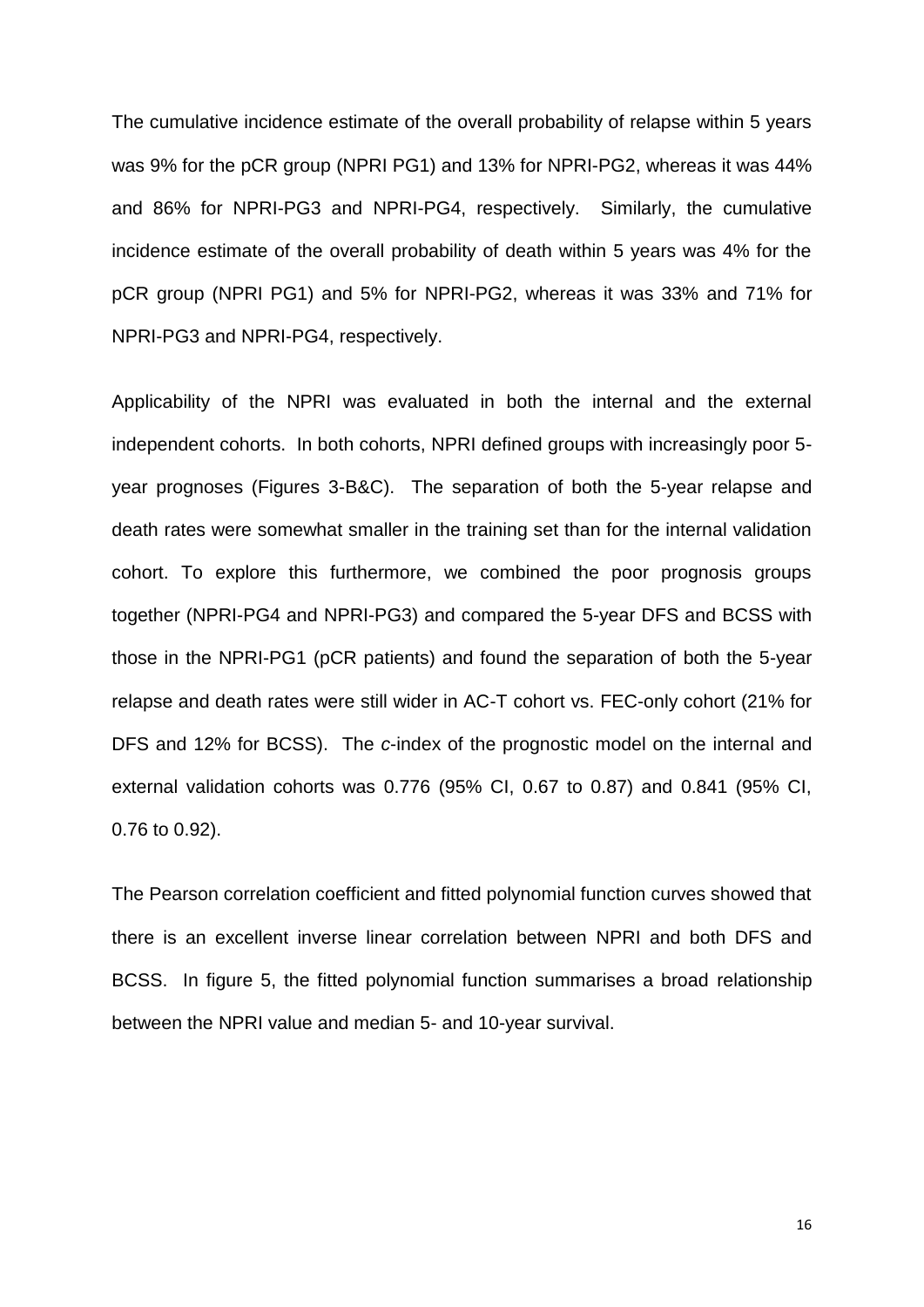The cumulative incidence estimate of the overall probability of relapse within 5 years was 9% for the pCR group (NPRI PG1) and 13% for NPRI-PG2, whereas it was 44% and 86% for NPRI-PG3 and NPRI-PG4, respectively. Similarly, the cumulative incidence estimate of the overall probability of death within 5 years was 4% for the pCR group (NPRI PG1) and 5% for NPRI-PG2, whereas it was 33% and 71% for NPRI-PG3 and NPRI-PG4, respectively.

Applicability of the NPRI was evaluated in both the internal and the external independent cohorts. In both cohorts, NPRI defined groups with increasingly poor 5-year prognoses (Figures 3-B&C). The separation of both the 5-year relapse and death rates were somewhat smaller in the training set than for the internal validation cohort. To explore this furthermore, we combined the poor prognosis groups together (NPRI-PG4 and NPRI-PG3) and compared the 5-year DFS and BCSS with those in the NPRI-PG1 (pCR patients) and found the separation of both the 5-year relapse and death rates were still wider in AC-T cohort vs. FEC-only cohort (21% for DFS and 12% for BCSS). The *c*-index of the prognostic model on the internal and external validation cohorts was 0.776 (95% CI, 0.67 to 0.87) and 0.841 (95% CI, 0.76 to 0.92).

The Pearson correlation coefficient and fitted polynomial function curves showed that there is an excellent inverse linear correlation between NPRI and both DFS and BCSS. In figure 5, the fitted polynomial function summarises a broad relationship between the NPRI value and median 5- and 10-year survival.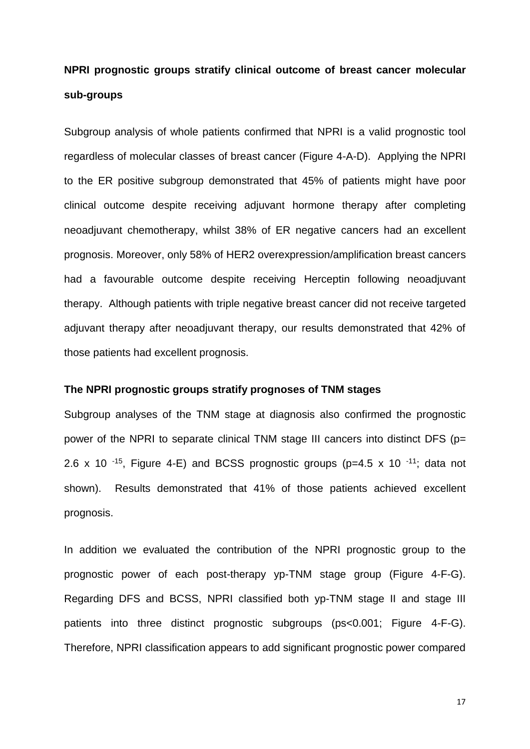### NPRI prognostic groups stratify clinical outcome of breast cancer molecular sub-groups

Subgroup analysis of whole patients confirmed that NPRI is a valid prognostic tool regardless of molecular classes of breast cancer (Figure 4-A-D). Applying the NPRI to the ER positive subgroup demonstrated that 45% of patients might have poor clinical outcome despite receiving adjuvant hormone therapy after completing neoadjuvant chemotherapy, whilst 38% of ER negative cancers had an excellent prognosis. Moreover, only 58% of HER2 overexpression/amplification breast cancers had a favourable outcome despite receiving Herceptin following neoadjuvant therapy. Although patients with triple negative breast cancer did not receive targeted adjuvant therapy after neoadjuvant therapy, our results demonstrated that 42% of those patients had excellent prognosis.

### The NPRI prognostic groups stratify prognoses of TNM stages

Subgroup analyses of the TNM stage at diagnosis also confirmed the prognostic power of the NPRI to separate clinical TNM stage III cancers into distinct DFS ($p = 2.6 \times 10^{-15}$, Figure 4-E) and BCSS prognostic groups ($p = 4.5 \times 10^{-11}$; data not shown). Results demonstrated that 41% of those patients achieved excellent prognosis.

In addition we evaluated the contribution of the NPRI prognostic group to the prognostic power of each post-therapy yp-TNM stage group (Figure 4-F-G). Regarding DFS and BCSS, NPRI classified both yp-TNM stage II and stage III patients into three distinct prognostic subgroups (ps<0.001; Figure 4-F-G). Therefore, NPRI classification appears to add significant prognostic power compared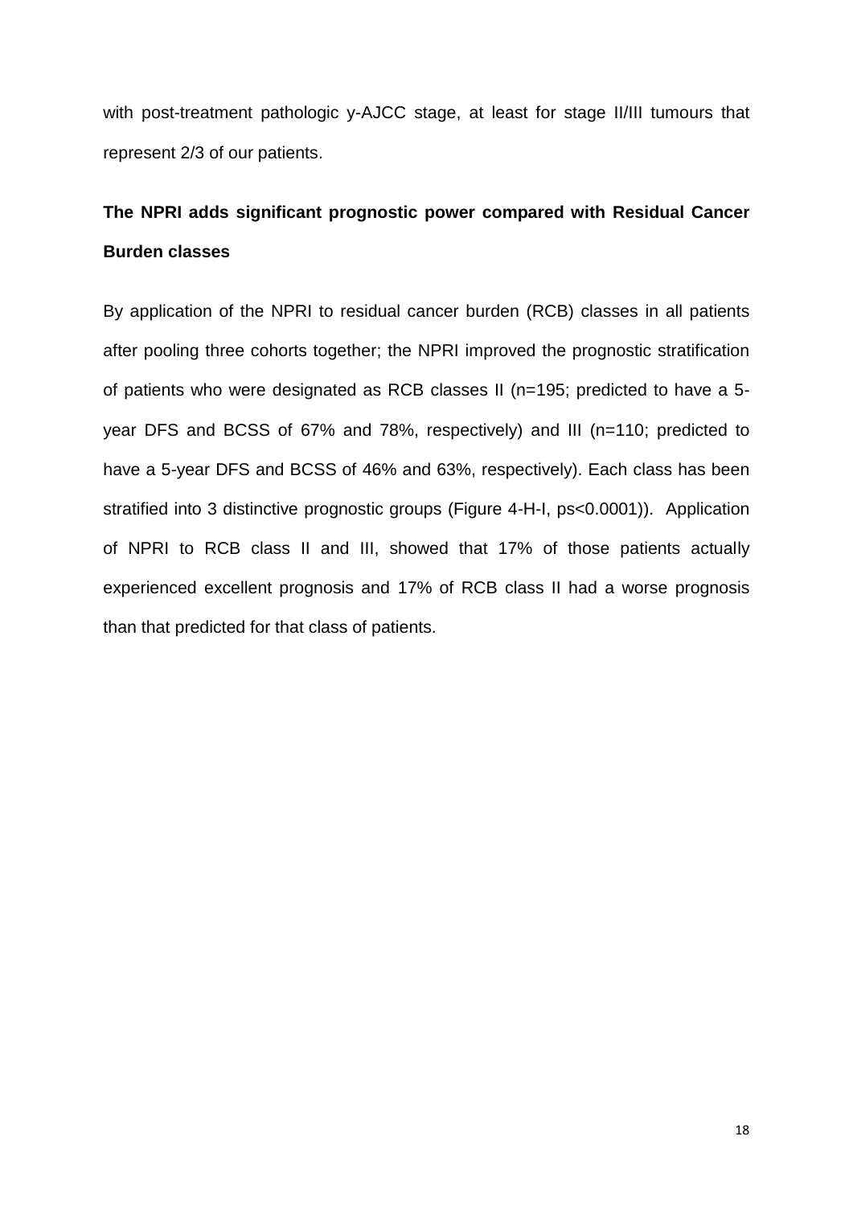with post-treatment pathologic y-AJCC stage, at least for stage II/III tumours that represent 2/3 of our patients.

## The NPRI adds significant prognostic power compared with Residual Cancer Burden classes

By application of the NPRI to residual cancer burden (RCB) classes in all patients after pooling three cohorts together; the NPRI improved the prognostic stratification of patients who were designated as RCB classes II (n=195; predicted to have a 5-year DFS and BCSS of 67% and 78%, respectively) and III (n=110; predicted to have a 5-year DFS and BCSS of 46% and 63%, respectively). Each class has been stratified into 3 distinctive prognostic groups (Figure 4-H-I, ps<0.0001)). Application of NPRI to RCB class II and III, showed that 17% of those patients actually experienced excellent prognosis and 17% of RCB class II had a worse prognosis than that predicted for that class of patients.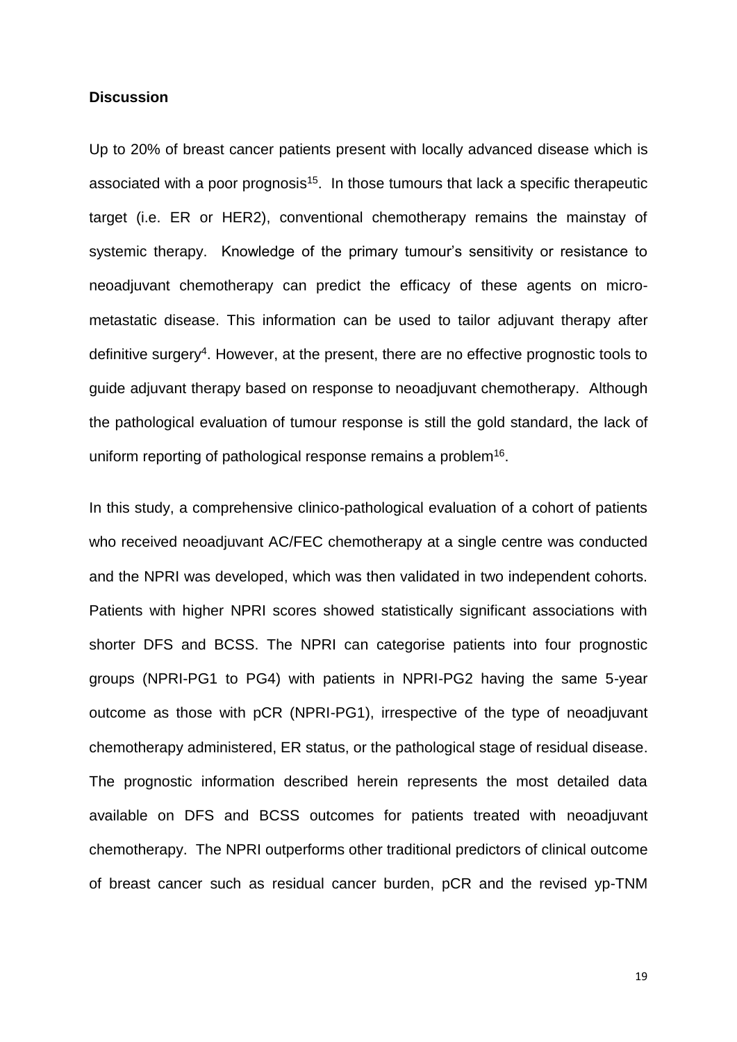## Discussion

Up to 20% of breast cancer patients present with locally advanced disease which is associated with a poor prognosis[15]. In those tumours that lack a specific therapeutic target (i.e. ER or HER2), conventional chemotherapy remains the mainstay of systemic therapy. Knowledge of the primary tumour's sensitivity or resistance to neoadjuvant chemotherapy can predict the efficacy of these agents on micro-metastatic disease. This information can be used to tailor adjuvant therapy after definitive surgery[4]. However, at the present, there are no effective prognostic tools to guide adjuvant therapy based on response to neoadjuvant chemotherapy. Although the pathological evaluation of tumour response is still the gold standard, the lack of uniform reporting of pathological response remains a problem[16].

In this study, a comprehensive clinico-pathological evaluation of a cohort of patients who received neoadjuvant AC/FEC chemotherapy at a single centre was conducted and the NPRI was developed, which was then validated in two independent cohorts. Patients with higher NPRI scores showed statistically significant associations with shorter DFS and BCSS. The NPRI can categorise patients into four prognostic groups (NPRI-PG1 to PG4) with patients in NPRI-PG2 having the same 5-year outcome as those with pCR (NPRI-PG1), irrespective of the type of neoadjuvant chemotherapy administered, ER status, or the pathological stage of residual disease. The prognostic information described herein represents the most detailed data available on DFS and BCSS outcomes for patients treated with neoadjuvant chemotherapy. The NPRI outperforms other traditional predictors of clinical outcome of breast cancer such as residual cancer burden, pCR and the revised yp-TNM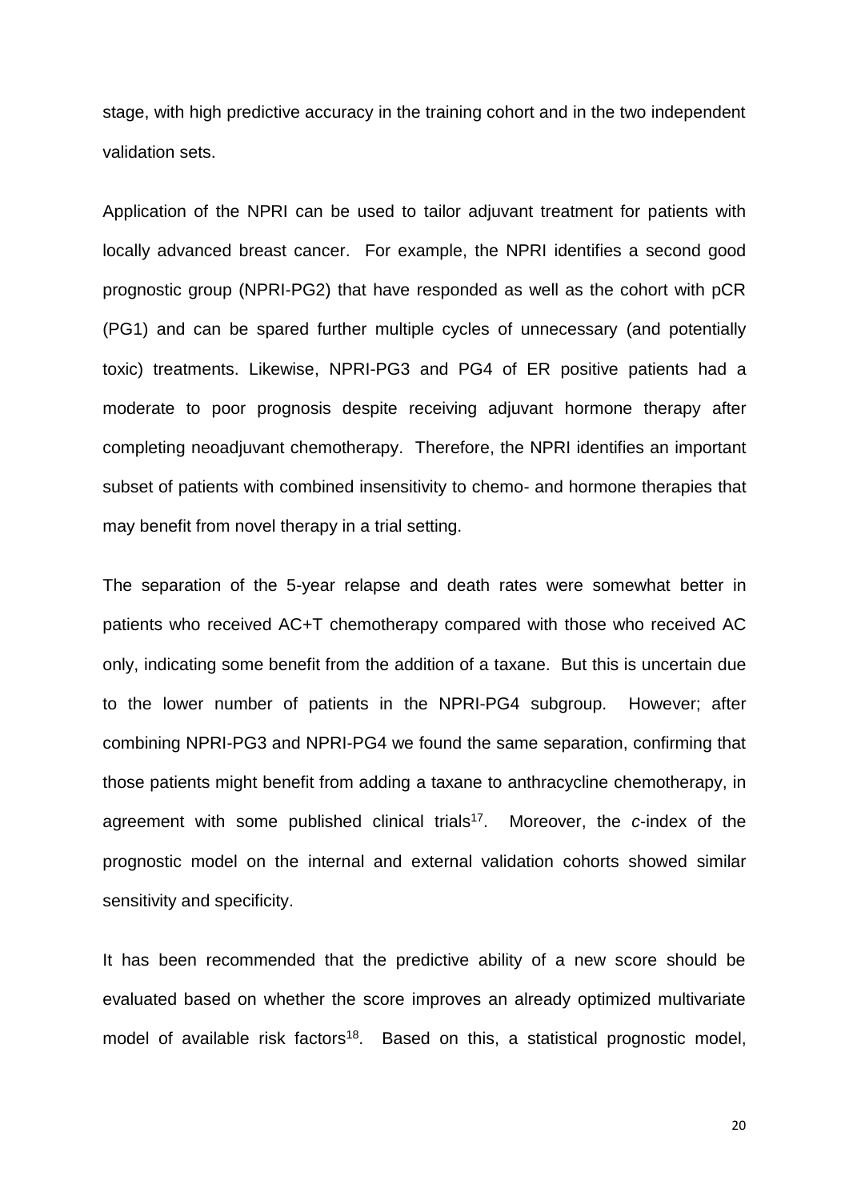stage, with high predictive accuracy in the training cohort and in the two independent validation sets.

Application of the NPRI can be used to tailor adjuvant treatment for patients with locally advanced breast cancer. For example, the NPRI identifies a second good prognostic group (NPRI-PG2) that have responded as well as the cohort with pCR (PG1) and can be spared further multiple cycles of unnecessary (and potentially toxic) treatments. Likewise, NPRI-PG3 and PG4 of ER positive patients had a moderate to poor prognosis despite receiving adjuvant hormone therapy after completing neoadjuvant chemotherapy. Therefore, the NPRI identifies an important subset of patients with combined insensitivity to chemo- and hormone therapies that may benefit from novel therapy in a trial setting.

The separation of the 5-year relapse and death rates were somewhat better in patients who received AC+T chemotherapy compared with those who received AC only, indicating some benefit from the addition of a taxane. But this is uncertain due to the lower number of patients in the NPRI-PG4 subgroup. However; after combining NPRI-PG3 and NPRI-PG4 we found the same separation, confirming that those patients might benefit from adding a taxane to anthracycline chemotherapy, in agreement with some published clinical trials[17]. Moreover, the *c*-index of the prognostic model on the internal and external validation cohorts showed similar sensitivity and specificity.

It has been recommended that the predictive ability of a new score should be evaluated based on whether the score improves an already optimized multivariate model of available risk factors[18]. Based on this, a statistical prognostic model,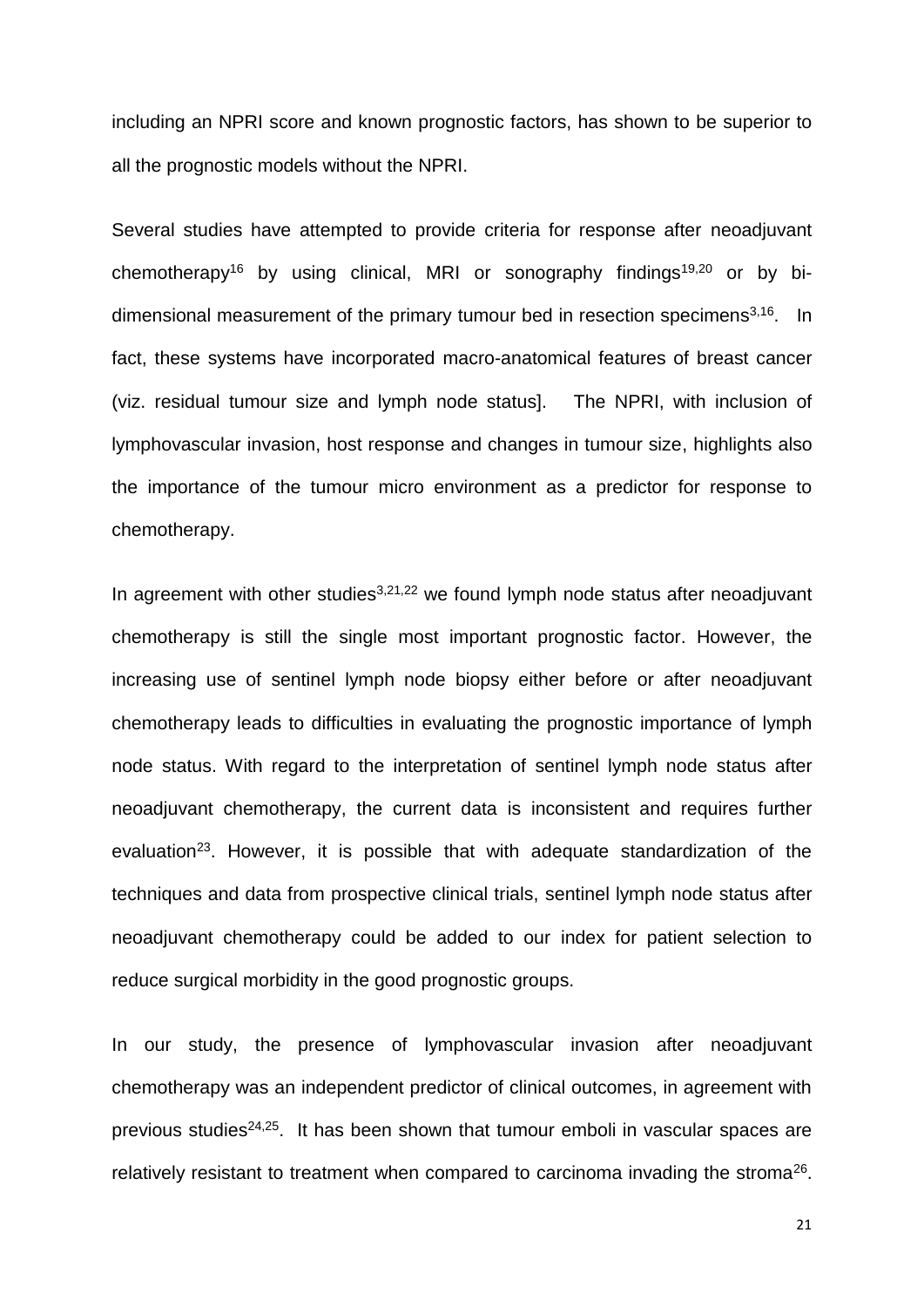including an NPRI score and known prognostic factors, has shown to be superior to all the prognostic models without the NPRI.

Several studies have attempted to provide criteria for response after neoadjuvant chemotherapy[16] by using clinical, MRI or sonography findings[19,20] or by bi-dimensional measurement of the primary tumour bed in resection specimens[3,16]. In fact, these systems have incorporated macro-anatomical features of breast cancer (viz. residual tumour size and lymph node status]. The NPRI, with inclusion of lymphovascular invasion, host response and changes in tumour size, highlights also the importance of the tumour micro environment as a predictor for response to chemotherapy.

In agreement with other studies[3,21,22] we found lymph node status after neoadjuvant chemotherapy is still the single most important prognostic factor. However, the increasing use of sentinel lymph node biopsy either before or after neoadjuvant chemotherapy leads to difficulties in evaluating the prognostic importance of lymph node status. With regard to the interpretation of sentinel lymph node status after neoadjuvant chemotherapy, the current data is inconsistent and requires further evaluation[23]. However, it is possible that with adequate standardization of the techniques and data from prospective clinical trials, sentinel lymph node status after neoadjuvant chemotherapy could be added to our index for patient selection to reduce surgical morbidity in the good prognostic groups.

In our study, the presence of lymphovascular invasion after neoadjuvant chemotherapy was an independent predictor of clinical outcomes, in agreement with previous studies[24,25]. It has been shown that tumour emboli in vascular spaces are relatively resistant to treatment when compared to carcinoma invading the stroma[26].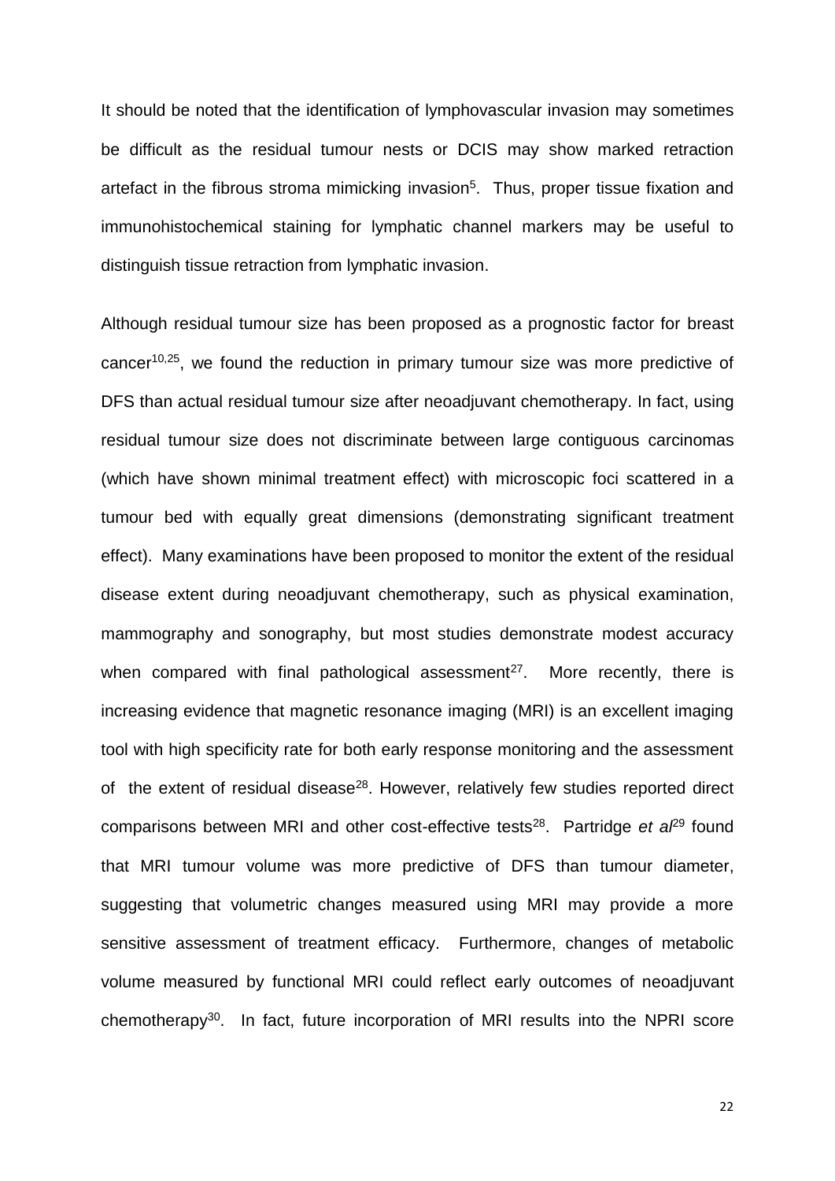It should be noted that the identification of lymphovascular invasion may sometimes be difficult as the residual tumour nests or DCIS may show marked retraction artefact in the fibrous stroma mimicking invasion[5]. Thus, proper tissue fixation and immunohistochemical staining for lymphatic channel markers may be useful to distinguish tissue retraction from lymphatic invasion.

Although residual tumour size has been proposed as a prognostic factor for breast cancer[10,25], we found the reduction in primary tumour size was more predictive of DFS than actual residual tumour size after neoadjuvant chemotherapy. In fact, using residual tumour size does not discriminate between large contiguous carcinomas (which have shown minimal treatment effect) with microscopic foci scattered in a tumour bed with equally great dimensions (demonstrating significant treatment effect). Many examinations have been proposed to monitor the extent of the residual disease extent during neoadjuvant chemotherapy, such as physical examination, mammography and sonography, but most studies demonstrate modest accuracy when compared with final pathological assessment[27]. More recently, there is increasing evidence that magnetic resonance imaging (MRI) is an excellent imaging tool with high specificity rate for both early response monitoring and the assessment of the extent of residual disease[28]. However, relatively few studies reported direct comparisons between MRI and other cost-effective tests[28]. Partridge *et al*[29] found that MRI tumour volume was more predictive of DFS than tumour diameter, suggesting that volumetric changes measured using MRI may provide a more sensitive assessment of treatment efficacy. Furthermore, changes of metabolic volume measured by functional MRI could reflect early outcomes of neoadjuvant chemotherapy[30]. In fact, future incorporation of MRI results into the NPRI score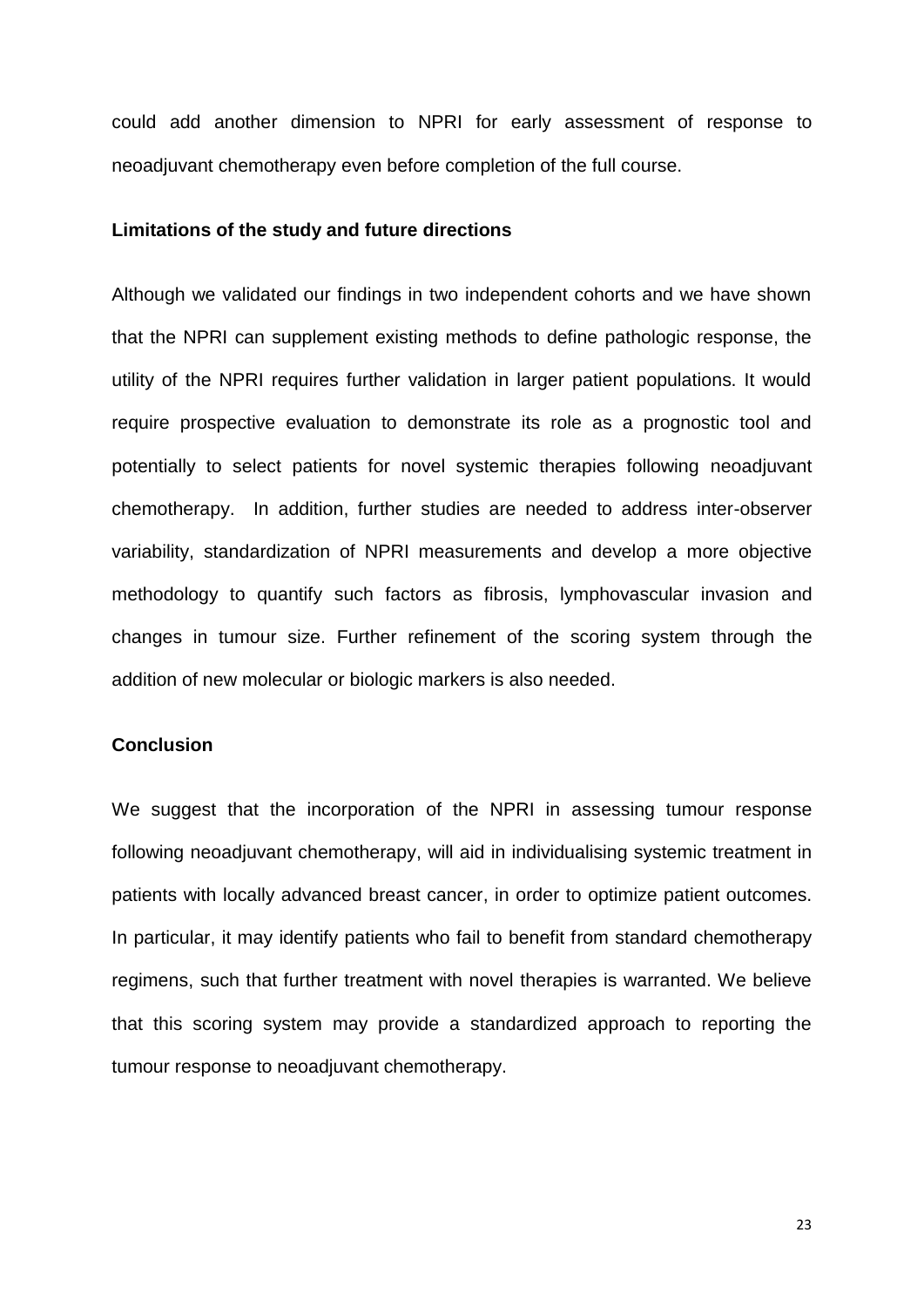could add another dimension to NPRI for early assessment of response to neoadjuvant chemotherapy even before completion of the full course.

### Limitations of the study and future directions

Although we validated our findings in two independent cohorts and we have shown that the NPRI can supplement existing methods to define pathologic response, the utility of the NPRI requires further validation in larger patient populations. It would require prospective evaluation to demonstrate its role as a prognostic tool and potentially to select patients for novel systemic therapies following neoadjuvant chemotherapy. In addition, further studies are needed to address inter-observer variability, standardization of NPRI measurements and develop a more objective methodology to quantify such factors as fibrosis, lymphovascular invasion and changes in tumour size. Further refinement of the scoring system through the addition of new molecular or biologic markers is also needed.

### Conclusion

We suggest that the incorporation of the NPRI in assessing tumour response following neoadjuvant chemotherapy, will aid in individualising systemic treatment in patients with locally advanced breast cancer, in order to optimize patient outcomes. In particular, it may identify patients who fail to benefit from standard chemotherapy regimens, such that further treatment with novel therapies is warranted. We believe that this scoring system may provide a standardized approach to reporting the tumour response to neoadjuvant chemotherapy.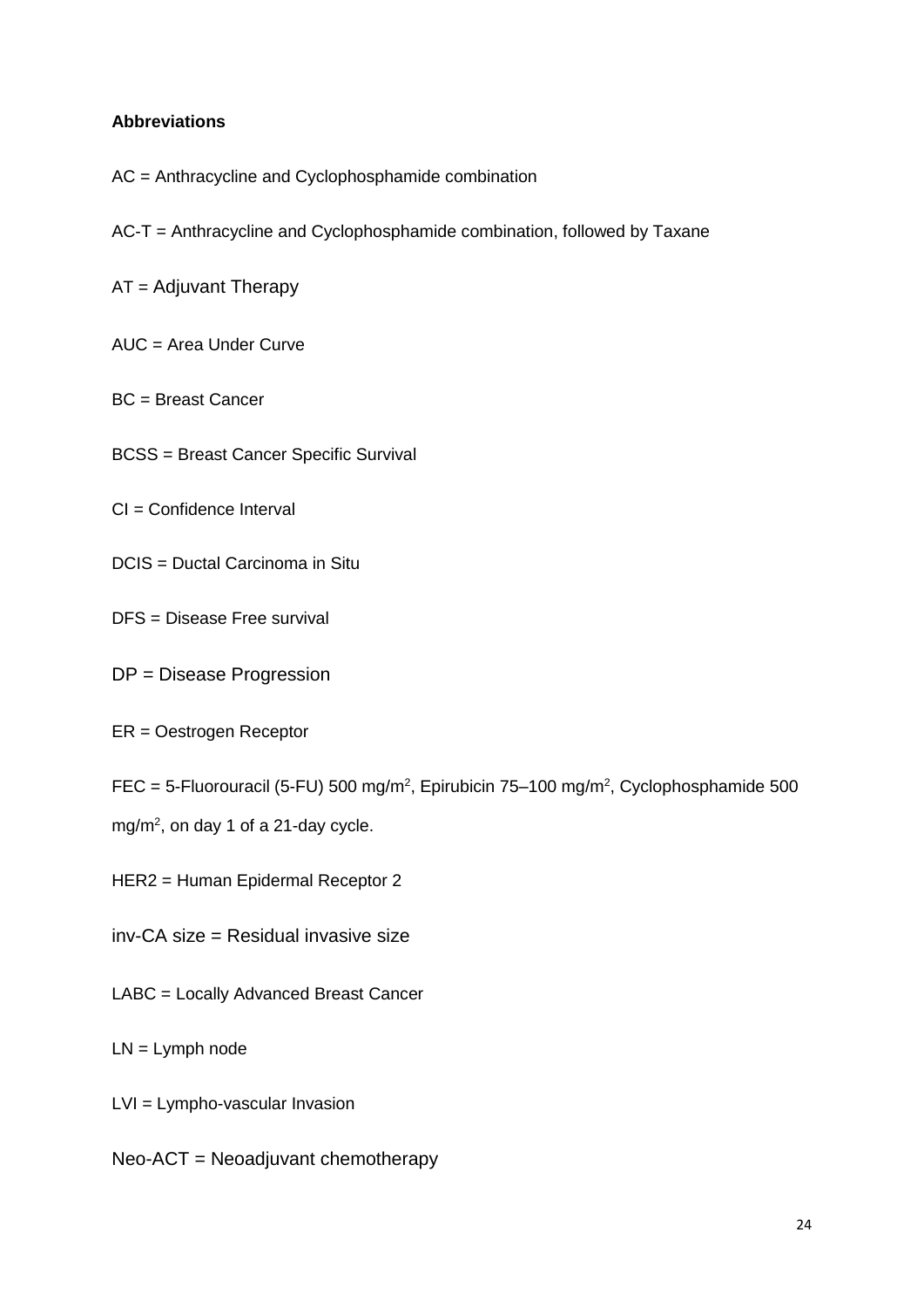**Abbreviations**

AC = Anthracycline and Cyclophosphamide combination

AC-T = Anthracycline and Cyclophosphamide combination, followed by Taxane

AT = Adjuvant Therapy

AUC = Area Under Curve

BC = Breast Cancer

BCSS = Breast Cancer Specific Survival

CI = Confidence Interval

DCIS = Ductal Carcinoma in Situ

DFS = Disease Free survival

DP = Disease Progression

ER = Oestrogen Receptor

FEC = 5-Fluorouracil (5-FU) 500 mg/m$^2$, Epirubicin 75–100 mg/m$^2$, Cyclophosphamide 500 mg/m$^2$, on day 1 of a 21-day cycle.

HER2 = Human Epidermal Receptor 2

inv-CA size = Residual invasive size

LABC = Locally Advanced Breast Cancer

LN = Lymph node

LVI = Lympho-vascular Invasion

Neo-ACT = Neoadjuvant chemotherapy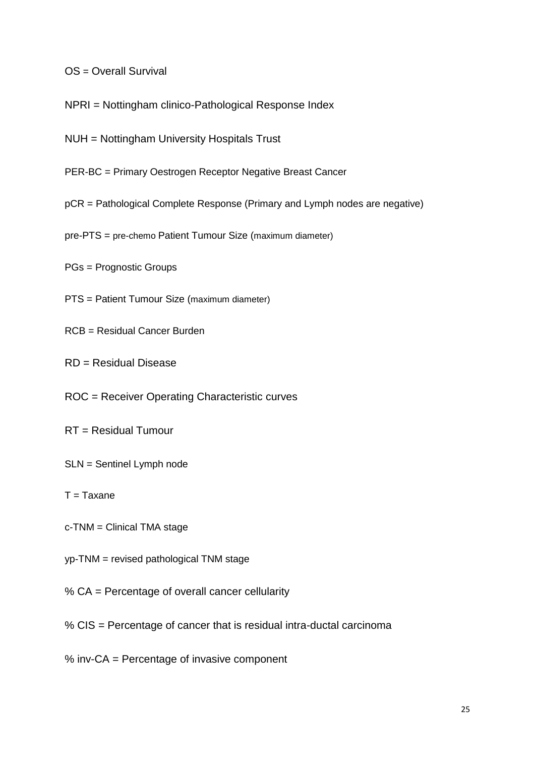OS = Overall Survival

NPRI = Nottingham clinico-Pathological Response Index

NUH = Nottingham University Hospitals Trust

PER-BC = Primary Oestrogen Receptor Negative Breast Cancer

pCR = Pathological Complete Response (Primary and Lymph nodes are negative)

pre-PTS = pre-chemo Patient Tumour Size (maximum diameter)

PGs = Prognostic Groups

PTS = Patient Tumour Size (maximum diameter)

RCB = Residual Cancer Burden

RD = Residual Disease

ROC = Receiver Operating Characteristic curves

RT = Residual Tumour

SLN = Sentinel Lymph node

T = Taxane

c-TNM = Clinical TMA stage

yp-TNM = revised pathological TNM stage

% CA = Percentage of overall cancer cellularity

% CIS = Percentage of cancer that is residual intra-ductal carcinoma

% inv-CA = Percentage of invasive component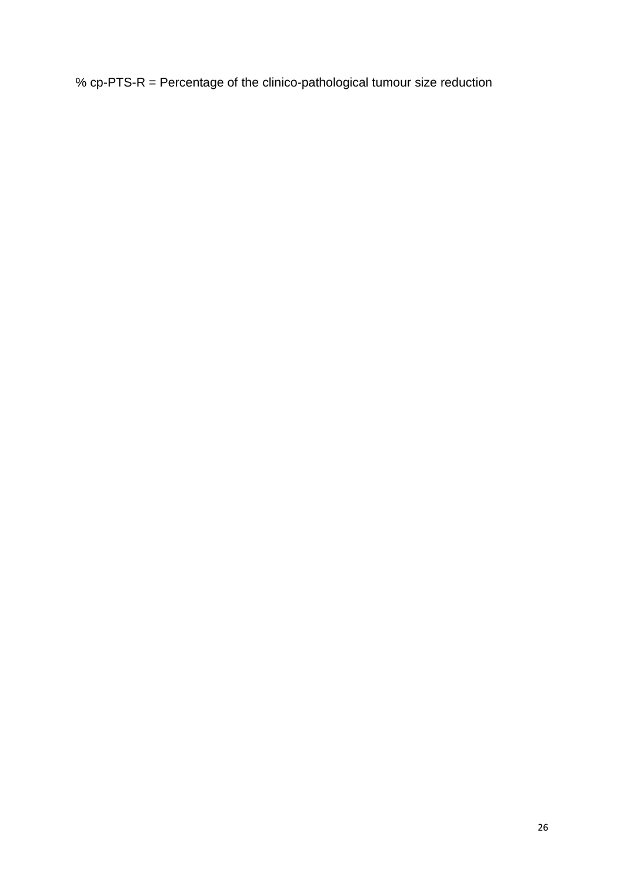% cp-PTS-R = Percentage of the clinico-pathological tumour size reduction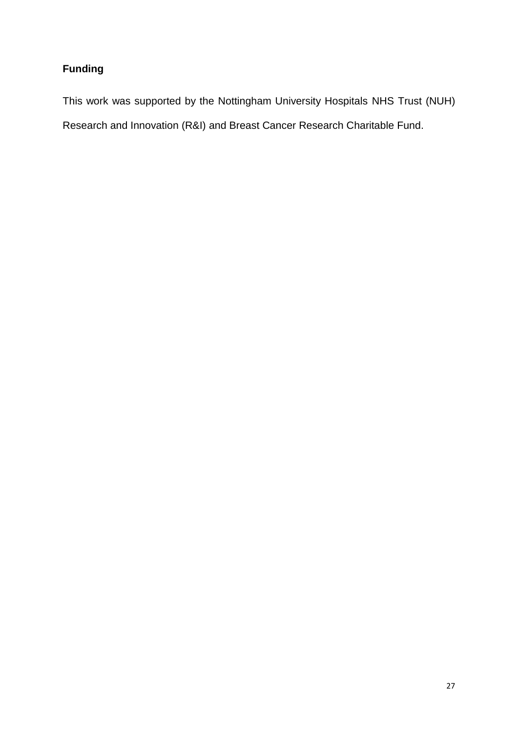**Funding**

This work was supported by the Nottingham University Hospitals NHS Trust (NUH) Research and Innovation (R&I) and Breast Cancer Research Charitable Fund.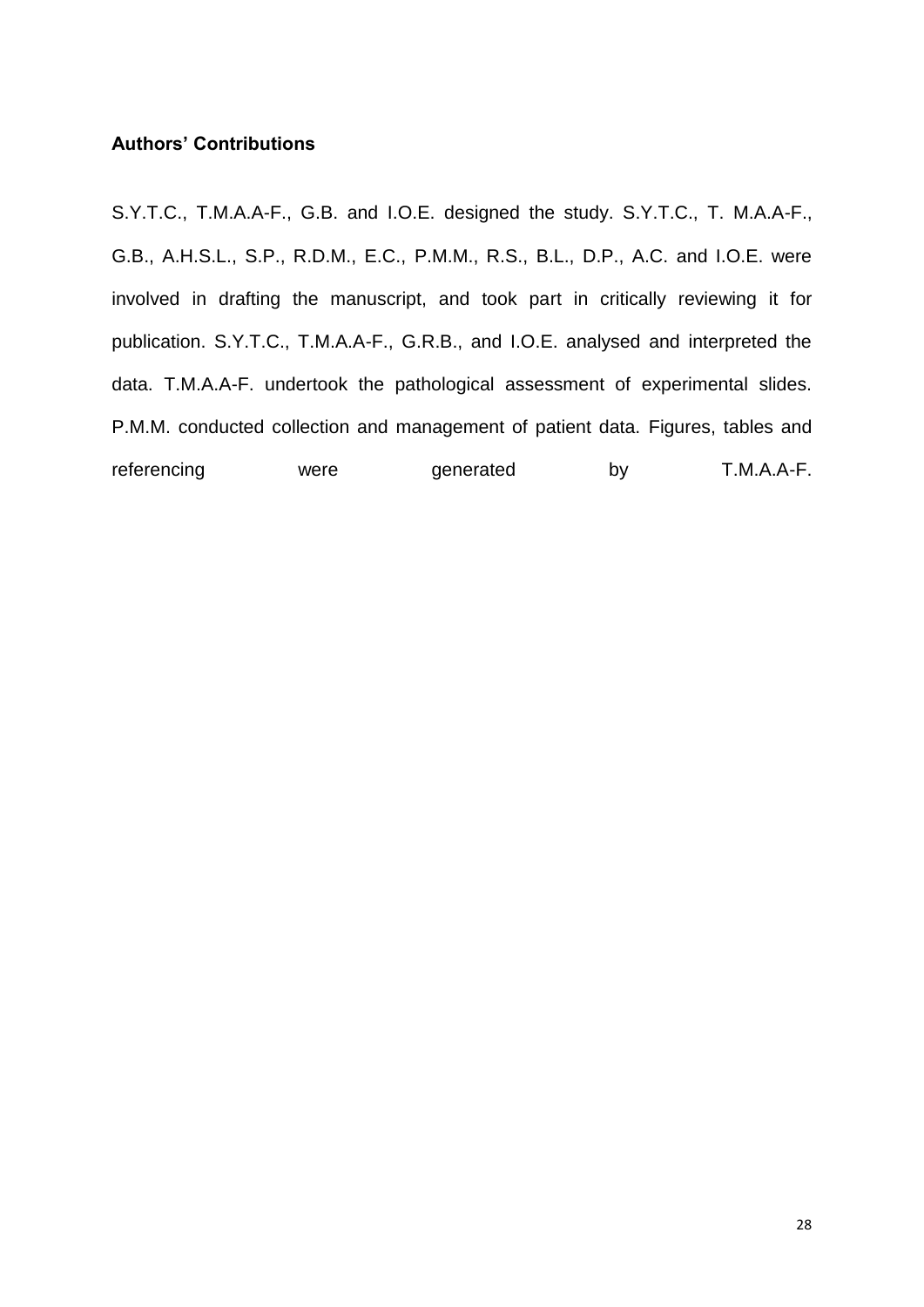**Authors' Contributions**

S.Y.T.C., T.M.A.A-F., G.B. and I.O.E. designed the study. S.Y.T.C., T. M.A.A-F., G.B., A.H.S.L., S.P., R.D.M., E.C., P.M.M., R.S., B.L., D.P., A.C. and I.O.E. were involved in drafting the manuscript, and took part in critically reviewing it for publication. S.Y.T.C., T.M.A.A-F., G.R.B., and I.O.E. analysed and interpreted the data. T.M.A.A-F. undertook the pathological assessment of experimental slides. P.M.M. conducted collection and management of patient data. Figures, tables and referencing were generated by T.M.A.A-F.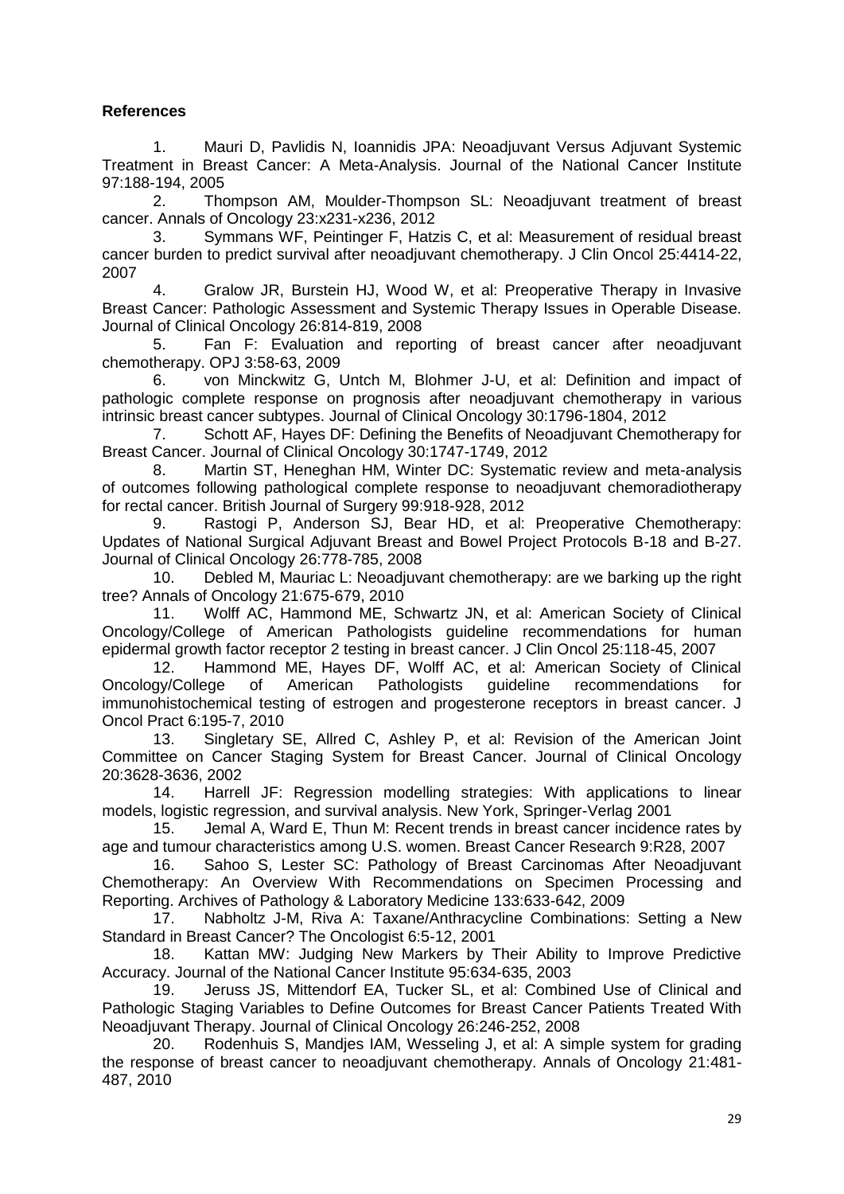## References

1. Mauri D, Pavlidis N, Ioannidis JPA: Neoadjuvant Versus Adjuvant Systemic Treatment in Breast Cancer: A Meta-Analysis. Journal of the National Cancer Institute 97:188-194, 2005
2. Thompson AM, Moulder-Thompson SL: Neoadjuvant treatment of breast cancer. Annals of Oncology 23:x231-x236, 2012
3. Symmans WF, Peintinger F, Hatzis C, et al: Measurement of residual breast cancer burden to predict survival after neoadjuvant chemotherapy. J Clin Oncol 25:4414-22, 2007
4. Gralow JR, Burstein HJ, Wood W, et al: Preoperative Therapy in Invasive Breast Cancer: Pathologic Assessment and Systemic Therapy Issues in Operable Disease. Journal of Clinical Oncology 26:814-819, 2008
5. Fan F: Evaluation and reporting of breast cancer after neoadjuvant chemotherapy. OPJ 3:58-63, 2009
6. von Minckwitz G, Untch M, Blohmer J-U, et al: Definition and impact of pathologic complete response on prognosis after neoadjuvant chemotherapy in various intrinsic breast cancer subtypes. Journal of Clinical Oncology 30:1796-1804, 2012
7. Schott AF, Hayes DF: Defining the Benefits of Neoadjuvant Chemotherapy for Breast Cancer. Journal of Clinical Oncology 30:1747-1749, 2012
8. Martin ST, Heneghan HM, Winter DC: Systematic review and meta-analysis of outcomes following pathological complete response to neoadjuvant chemoradiotherapy for rectal cancer. British Journal of Surgery 99:918-928, 2012
9. Rastogi P, Anderson SJ, Bear HD, et al: Preoperative Chemotherapy: Updates of National Surgical Adjuvant Breast and Bowel Project Protocols B-18 and B-27. Journal of Clinical Oncology 26:778-785, 2008
10. Debled M, Mauriac L: Neoadjuvant chemotherapy: are we barking up the right tree? Annals of Oncology 21:675-679, 2010
11. Wolff AC, Hammond ME, Schwartz JN, et al: American Society of Clinical Oncology/College of American Pathologists guideline recommendations for human epidermal growth factor receptor 2 testing in breast cancer. J Clin Oncol 25:118-45, 2007
12. Hammond ME, Hayes DF, Wolff AC, et al: American Society of Clinical Oncology/College of American Pathologists guideline recommendations for immunohistochemical testing of estrogen and progesterone receptors in breast cancer. J Oncol Pract 6:195-7, 2010
13. Singletary SE, Allred C, Ashley P, et al: Revision of the American Joint Committee on Cancer Staging System for Breast Cancer. Journal of Clinical Oncology 20:3628-3636, 2002
14. Harrell JF: Regression modelling strategies: With applications to linear models, logistic regression, and survival analysis. New York, Springer-Verlag 2001
15. Jemal A, Ward E, Thun M: Recent trends in breast cancer incidence rates by age and tumour characteristics among U.S. women. Breast Cancer Research 9:R28, 2007
16. Sahoo S, Lester SC: Pathology of Breast Carcinomas After Neoadjuvant Chemotherapy: An Overview With Recommendations on Specimen Processing and Reporting. Archives of Pathology & Laboratory Medicine 133:633-642, 2009
17. Nabholtz J-M, Riva A: Taxane/Anthracycline Combinations: Setting a New Standard in Breast Cancer? The Oncologist 6:5-12, 2001
18. Kattan MW: Judging New Markers by Their Ability to Improve Predictive Accuracy. Journal of the National Cancer Institute 95:634-635, 2003
19. Jeruss JS, Mittendorf EA, Tucker SL, et al: Combined Use of Clinical and Pathologic Staging Variables to Define Outcomes for Breast Cancer Patients Treated With Neoadjuvant Therapy. Journal of Clinical Oncology 26:246-252, 2008
20. Rodenhuis S, Mandjes IAM, Wesseling J, et al: A simple system for grading the response of breast cancer to neoadjuvant chemotherapy. Annals of Oncology 21:481-487, 2010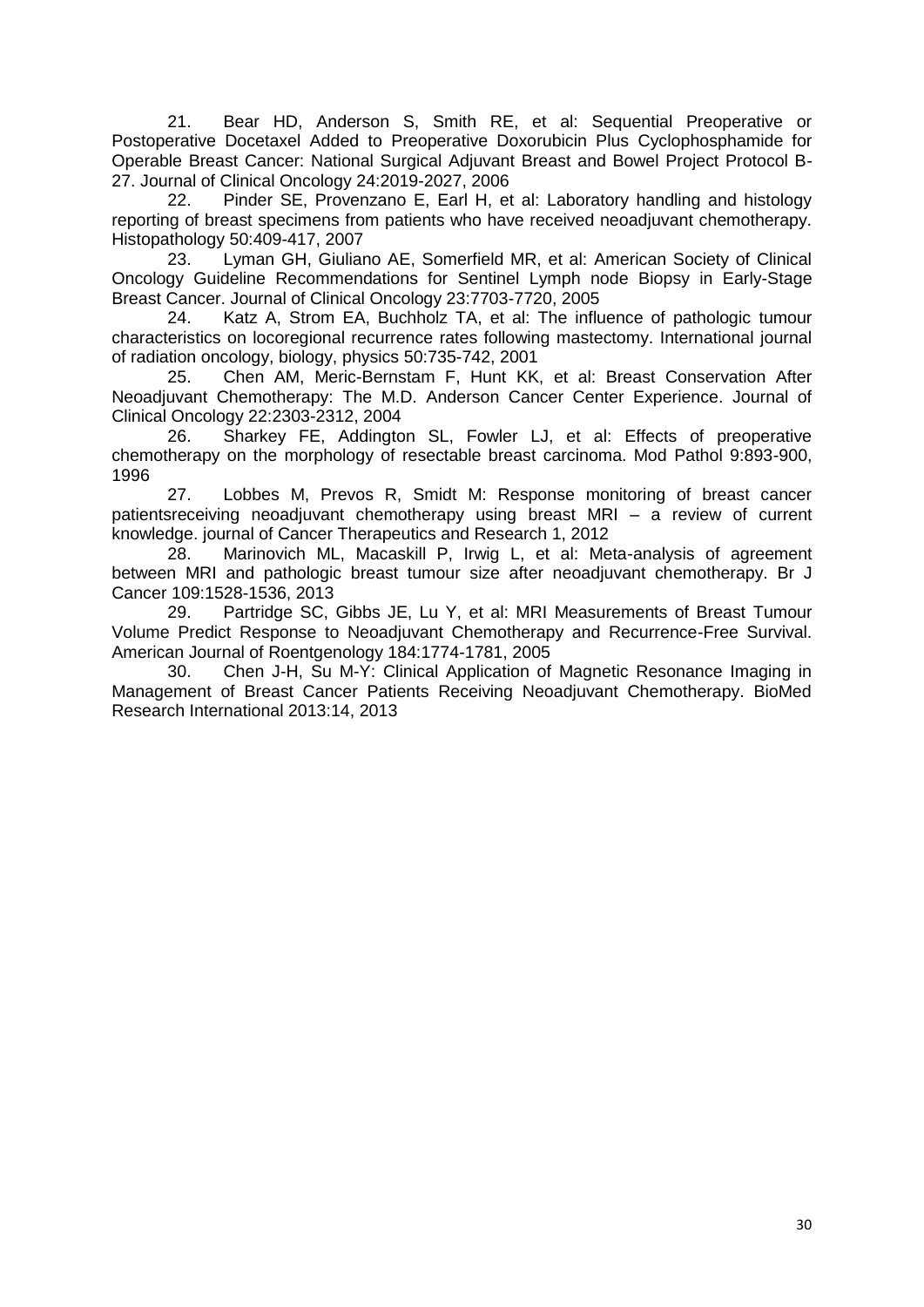21. Bear HD, Anderson S, Smith RE, et al: Sequential Preoperative or Postoperative Docetaxel Added to Preoperative Doxorubicin Plus Cyclophosphamide for Operable Breast Cancer: National Surgical Adjuvant Breast and Bowel Project Protocol B-27. Journal of Clinical Oncology 24:2019-2027, 2006

22. Pinder SE, Provenzano E, Earl H, et al: Laboratory handling and histology reporting of breast specimens from patients who have received neoadjuvant chemotherapy. Histopathology 50:409-417, 2007

23. Lyman GH, Giuliano AE, Somerfield MR, et al: American Society of Clinical Oncology Guideline Recommendations for Sentinel Lymph node Biopsy in Early-Stage Breast Cancer. Journal of Clinical Oncology 23:7703-7720, 2005

24. Katz A, Strom EA, Buchholz TA, et al: The influence of pathologic tumour characteristics on locoregional recurrence rates following mastectomy. International journal of radiation oncology, biology, physics 50:735-742, 2001

25. Chen AM, Meric-Bernstam F, Hunt KK, et al: Breast Conservation After Neoadjuvant Chemotherapy: The M.D. Anderson Cancer Center Experience. Journal of Clinical Oncology 22:2303-2312, 2004

26. Sharkey FE, Addington SL, Fowler LJ, et al: Effects of preoperative chemotherapy on the morphology of resectable breast carcinoma. Mod Pathol 9:893-900, 1996

27. Lobbes M, Prevos R, Smidt M: Response monitoring of breast cancer patientsreceiving neoadjuvant chemotherapy using breast MRI – a review of current knowledge. journal of Cancer Therapeutics and Research 1, 2012

28. Marinovich ML, Macaskill P, Irwig L, et al: Meta-analysis of agreement between MRI and pathologic breast tumour size after neoadjuvant chemotherapy. Br J Cancer 109:1528-1536, 2013

29. Partridge SC, Gibbs JE, Lu Y, et al: MRI Measurements of Breast Tumour Volume Predict Response to Neoadjuvant Chemotherapy and Recurrence-Free Survival. American Journal of Roentgenology 184:1774-1781, 2005

30. Chen J-H, Su M-Y: Clinical Application of Magnetic Resonance Imaging in Management of Breast Cancer Patients Receiving Neoadjuvant Chemotherapy. BioMed Research International 2013:14, 2013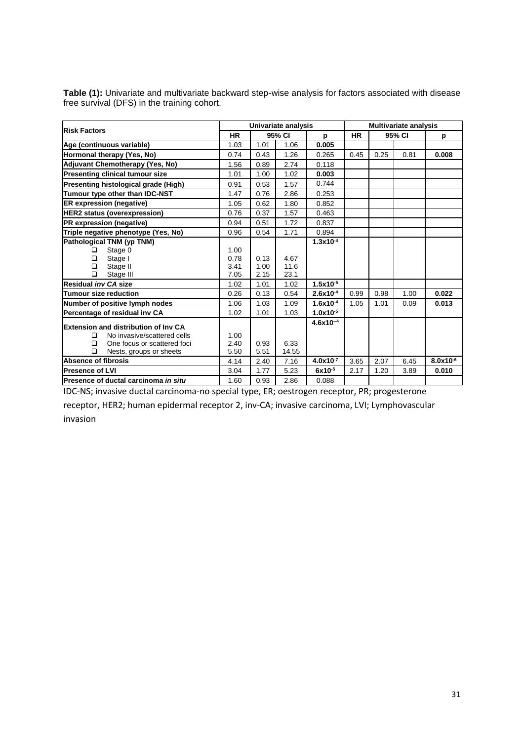**Table (1):** Univariate and multivariate backward step-wise analysis for factors associated with disease free survival (DFS) in the training cohort.

| Risk Factors | Univariate analysis | | | | Multivariate analysis | | | |
|---|---|---|---|---|---|---|---|---|
| | HR | 95% CI | | p | HR | 95% CI | | p |
| **Age (continuous variable)** | 1.03 | 1.01 | 1.06 | **0.005** | | | | |
| **Hormonal therapy (Yes, No)** | 0.74 | 0.43 | 1.26 | 0.265 | 0.45 | 0.25 | 0.81 | **0.008** |
| **Adjuvant Chemotherapy (Yes, No)** | 1.56 | 0.89 | 2.74 | 0.118 | | | | |
| **Presenting clinical tumour size** | 1.01 | 1.00 | 1.02 | **0.003** | | | | |
| **Presenting histological grade (High)** | 0.91 | 0.53 | 1.57 | 0.744 | | | | |
| **Tumour type other than IDC-NST** | 1.47 | 0.76 | 2.86 | 0.253 | | | | |
| **ER expression (negative)** | 1.05 | 0.62 | 1.80 | 0.852 | | | | |
| **HER2 status (overexpression)** | 0.76 | 0.37 | 1.57 | 0.463 | | | | |
| **PR expression (negative)** | 0.94 | 0.51 | 1.72 | 0.837 | | | | |
| **Triple negative phenotype (Yes, No)** | 0.96 | 0.54 | 1.71 | 0.894 | | | | |
| **Pathological TNM (yp TNM)** | | | | **$1.3x10^{-4}$** | | | | |
| ❑ Stage 0 | 1.00 | | | | | | | |
| ❑ Stage I | 0.78 | 0.13 | 4.67 | | | | | |
| ❑ Stage II | 3.41 | 1.00 | 11.6 | | | | | |
| ❑ Stage III | 7.05 | 2.15 | 23.1 | | | | | |
| **Residual *inv CA* size** | 1.02 | 1.01 | 1.02 | **$1.5x10^{-5}$** | | | | |
| **Tumour size reduction** | 0.26 | 0.13 | 0.54 | **$2.6x10^{-4}$** | 0.99 | 0.98 | 1.00 | **0.022** |
| **Number of positive lymph nodes** | 1.06 | 1.03 | 1.09 | **$1.6x10^{-4}$** | 1.05 | 1.01 | 0.09 | **0.013** |
| **Percentage of residual inv CA** | 1.02 | 1.01 | 1.03 | **$1.0x10^{-5}$** | | | | |
| **Extension and distribution of Inv CA** | | | | **$4.6x10^{-4}$** | | | | |
| ❑ No invasive/scattered cells | 1.00 | | | | | | | |
| ❑ One focus or scattered foci | 2.40 | 0.93 | 6.33 | | | | | |
| ❑ Nests, groups or sheets | 5.50 | 5.51 | 14.55 | | | | | |
| **Absence of fibrosis** | 4.14 | 2.40 | 7.16 | **$4.0x10^{-7}$** | 3.65 | 2.07 | 6.45 | **$8.0x10^{-6}$** |
| **Presence of LVI** | 3.04 | 1.77 | 5.23 | **$6x10^{-5}$** | 2.17 | 1.20 | 3.89 | **0.010** |
| **Presence of ductal carcinoma *in situ*** | 1.60 | 0.93 | 2.86 | 0.088 | | | | |

IDC-NS; invasive ductal carcinoma-no special type, ER; oestrogen receptor, PR; progesterone receptor, HER2; human epidermal receptor 2, inv-CA; invasive carcinoma, LVI; Lymphovascular invasion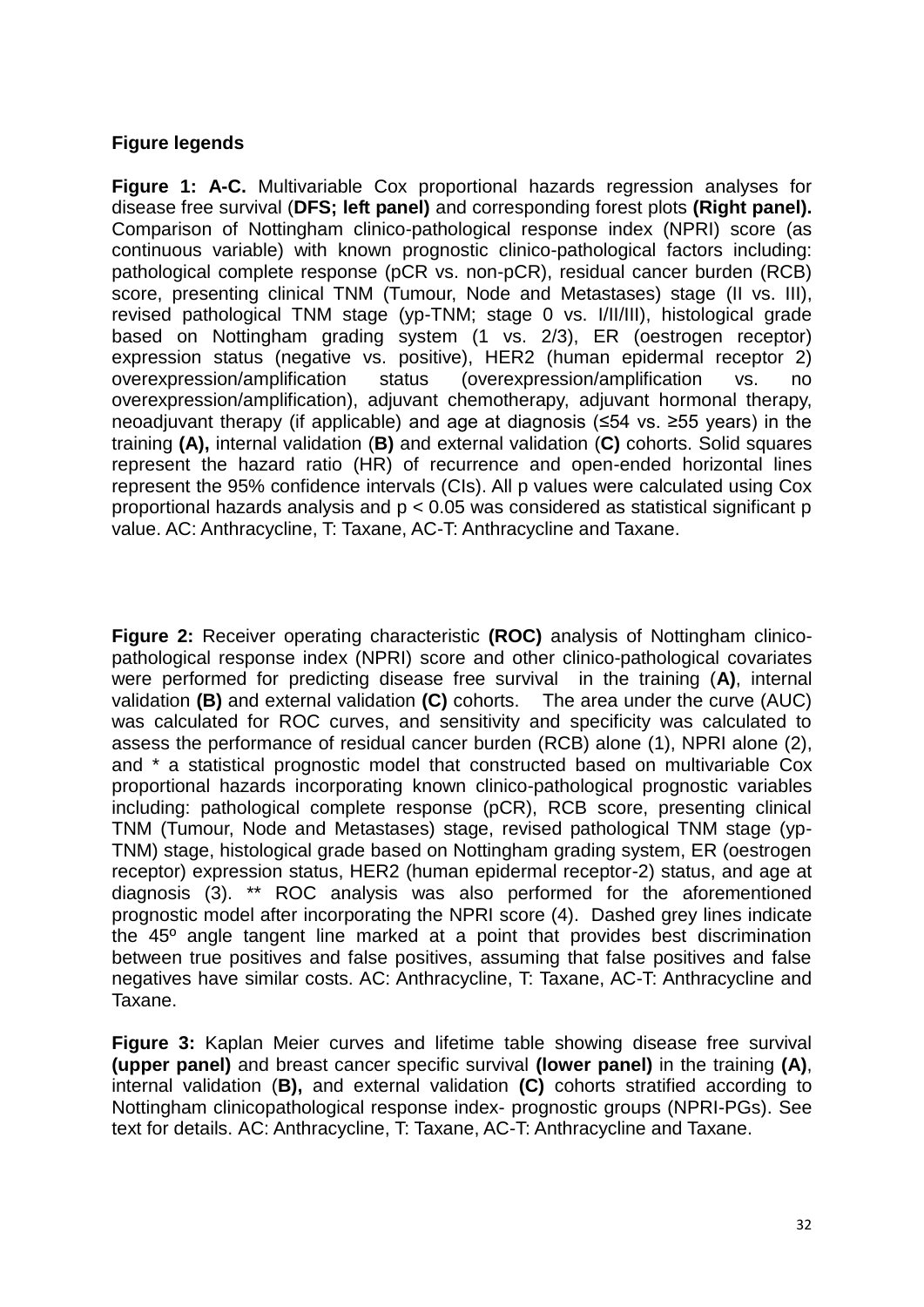**Figure legends**

**Figure 1: A-C.** Multivariable Cox proportional hazards regression analyses for disease free survival (**DFS; left panel)** and corresponding forest plots **(Right panel).** Comparison of Nottingham clinico-pathological response index (NPRI) score (as continuous variable) with known prognostic clinico-pathological factors including: pathological complete response (pCR vs. non-pCR), residual cancer burden (RCB) score, presenting clinical TNM (Tumour, Node and Metastases) stage (II vs. III), revised pathological TNM stage (yp-TNM; stage 0 vs. I/II/III), histological grade based on Nottingham grading system (1 vs. 2/3), ER (oestrogen receptor) expression status (negative vs. positive), HER2 (human epidermal receptor 2) overexpression/amplification status (overexpression/amplification vs. no overexpression/amplification), adjuvant chemotherapy, adjuvant hormonal therapy, neoadjuvant therapy (if applicable) and age at diagnosis (≤54 vs. ≥55 years) in the training **(A),** internal validation (**B)** and external validation (**C)** cohorts. Solid squares represent the hazard ratio (HR) of recurrence and open-ended horizontal lines represent the 95% confidence intervals (CIs). All p values were calculated using Cox proportional hazards analysis and $p < 0.05$ was considered as statistical significant p value. AC: Anthracycline, T: Taxane, AC-T: Anthracycline and Taxane.

**Figure 2:** Receiver operating characteristic **(ROC)** analysis of Nottingham clinico-pathological response index (NPRI) score and other clinico-pathological covariates were performed for predicting disease free survival in the training (**A)**, internal validation **(B)** and external validation **(C)** cohorts. The area under the curve (AUC) was calculated for ROC curves, and sensitivity and specificity was calculated to assess the performance of residual cancer burden (RCB) alone (1), NPRI alone (2), and * a statistical prognostic model that constructed based on multivariable Cox proportional hazards incorporating known clinico-pathological prognostic variables including: pathological complete response (pCR), RCB score, presenting clinical TNM (Tumour, Node and Metastases) stage, revised pathological TNM stage (yp-TNM) stage, histological grade based on Nottingham grading system, ER (oestrogen receptor) expression status, HER2 (human epidermal receptor-2) status, and age at diagnosis (3). ** ROC analysis was also performed for the aforementioned prognostic model after incorporating the NPRI score (4). Dashed grey lines indicate the 45º angle tangent line marked at a point that provides best discrimination between true positives and false positives, assuming that false positives and false negatives have similar costs. AC: Anthracycline, T: Taxane, AC-T: Anthracycline and Taxane.

**Figure 3:** Kaplan Meier curves and lifetime table showing disease free survival **(upper panel)** and breast cancer specific survival **(lower panel)** in the training **(A)**, internal validation (**B),** and external validation **(C)** cohorts stratified according to Nottingham clinicopathological response index- prognostic groups (NPRI-PGs). See text for details. AC: Anthracycline, T: Taxane, AC-T: Anthracycline and Taxane.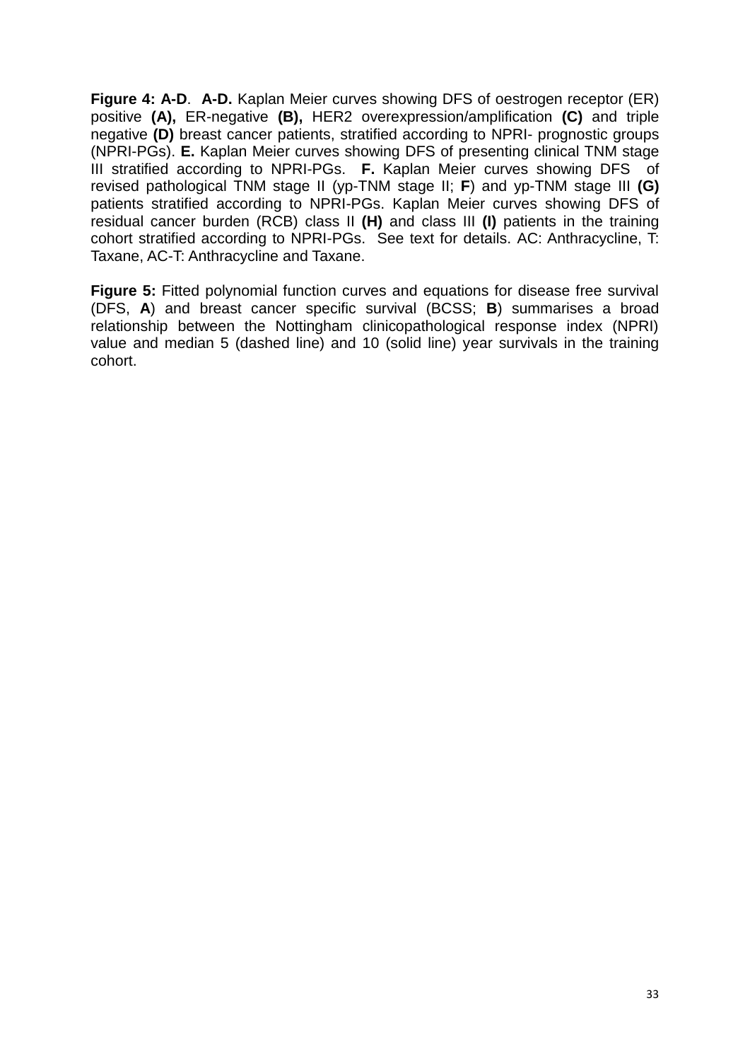**Figure 4: A-D**. **A-D.** Kaplan Meier curves showing DFS of oestrogen receptor (ER) positive **(A),** ER-negative **(B),** HER2 overexpression/amplification **(C)** and triple negative **(D)** breast cancer patients, stratified according to NPRI- prognostic groups (NPRI-PGs). **E.** Kaplan Meier curves showing DFS of presenting clinical TNM stage III stratified according to NPRI-PGs. **F.** Kaplan Meier curves showing DFS of revised pathological TNM stage II (yp-TNM stage II; **F**) and yp-TNM stage III **(G)** patients stratified according to NPRI-PGs. Kaplan Meier curves showing DFS of residual cancer burden (RCB) class II **(H)** and class III **(I)** patients in the training cohort stratified according to NPRI-PGs. See text for details. AC: Anthracycline, T: Taxane, AC-T: Anthracycline and Taxane.

**Figure 5:** Fitted polynomial function curves and equations for disease free survival (DFS, **A**) and breast cancer specific survival (BCSS; **B**) summarises a broad relationship between the Nottingham clinicopathological response index (NPRI) value and median 5 (dashed line) and 10 (solid line) year survivals in the training cohort.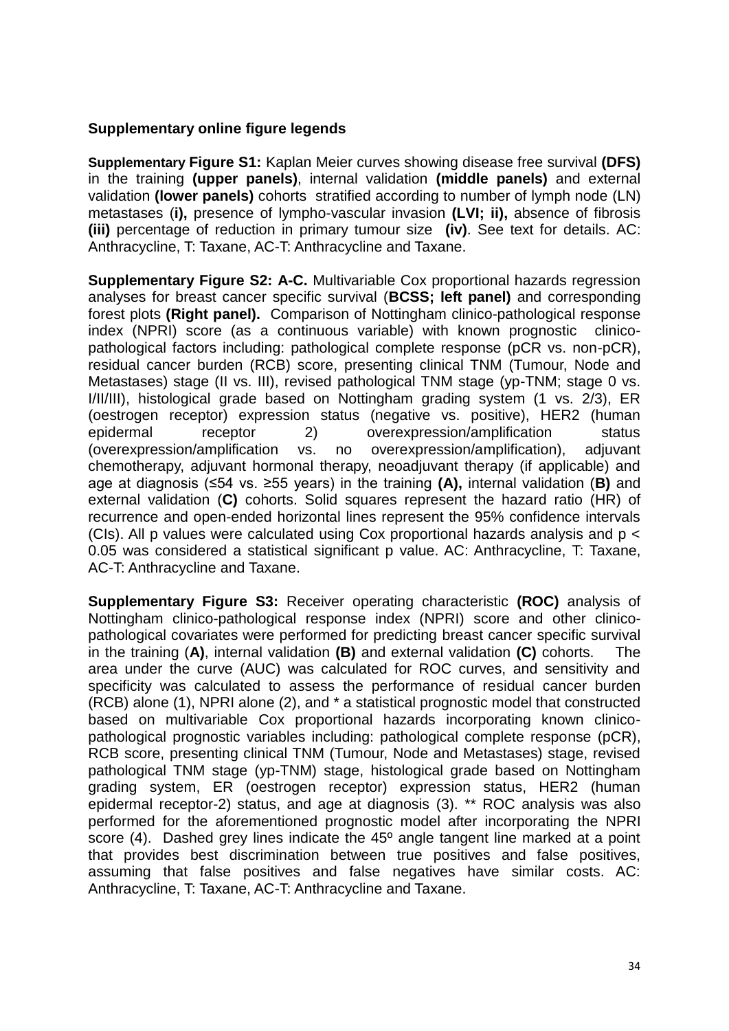**Supplementary online figure legends**

**Supplementary Figure S1:** Kaplan Meier curves showing disease free survival **(DFS)** in the training **(upper panels)**, internal validation **(middle panels)** and external validation **(lower panels)** cohorts stratified according to number of lymph node (LN) metastases (**i),** presence of lympho-vascular invasion **(LVI; ii),** absence of fibrosis **(iii)** percentage of reduction in primary tumour size **(iv)**. See text for details. AC: Anthracycline, T: Taxane, AC-T: Anthracycline and Taxane.

**Supplementary Figure S2: A-C.** Multivariable Cox proportional hazards regression analyses for breast cancer specific survival (**BCSS; left panel)** and corresponding forest plots **(Right panel).** Comparison of Nottingham clinico-pathological response index (NPRI) score (as a continuous variable) with known prognostic clinico-pathological factors including: pathological complete response (pCR vs. non-pCR), residual cancer burden (RCB) score, presenting clinical TNM (Tumour, Node and Metastases) stage (II vs. III), revised pathological TNM stage (yp-TNM; stage 0 vs. I/II/III), histological grade based on Nottingham grading system (1 vs. 2/3), ER (oestrogen receptor) expression status (negative vs. positive), HER2 (human epidermal receptor 2) overexpression/amplification status (overexpression/amplification vs. no overexpression/amplification), adjuvant chemotherapy, adjuvant hormonal therapy, neoadjuvant therapy (if applicable) and age at diagnosis (≤54 vs. ≥55 years) in the training **(A),** internal validation (**B)** and external validation (**C**) cohorts. Solid squares represent the hazard ratio (HR) of recurrence and open-ended horizontal lines represent the 95% confidence intervals (CIs). All p values were calculated using Cox proportional hazards analysis and $p < 0.05$ was considered a statistical significant p value. AC: Anthracycline, T: Taxane, AC-T: Anthracycline and Taxane.

**Supplementary Figure S3:** Receiver operating characteristic **(ROC)** analysis of Nottingham clinico-pathological response index (NPRI) score and other clinico-pathological covariates were performed for predicting breast cancer specific survival in the training (**A)**, internal validation **(B)** and external validation **(C)** cohorts. The area under the curve (AUC) was calculated for ROC curves, and sensitivity and specificity was calculated to assess the performance of residual cancer burden (RCB) alone (1), NPRI alone (2), and * a statistical prognostic model that constructed based on multivariable Cox proportional hazards incorporating known clinico-pathological prognostic variables including: pathological complete response (pCR), RCB score, presenting clinical TNM (Tumour, Node and Metastases) stage, revised pathological TNM stage (yp-TNM) stage, histological grade based on Nottingham grading system, ER (oestrogen receptor) expression status, HER2 (human epidermal receptor-2) status, and age at diagnosis (3). ** ROC analysis was also performed for the aforementioned prognostic model after incorporating the NPRI score (4). Dashed grey lines indicate the 45º angle tangent line marked at a point that provides best discrimination between true positives and false positives, assuming that false positives and false negatives have similar costs. AC: Anthracycline, T: Taxane, AC-T: Anthracycline and Taxane.